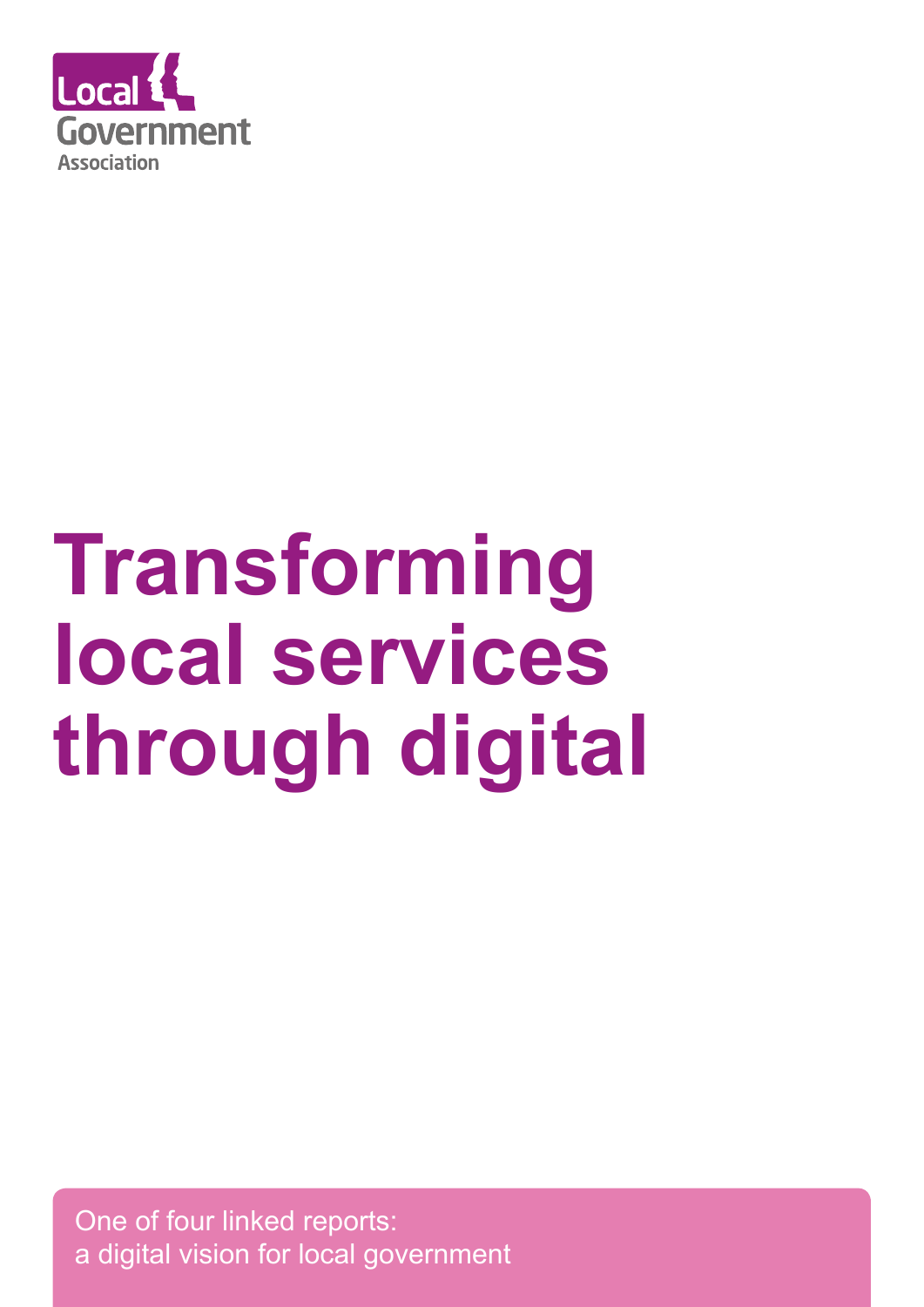Local Government Association

# Transforming local services through digital

One of four linked reports:
a digital vision for local government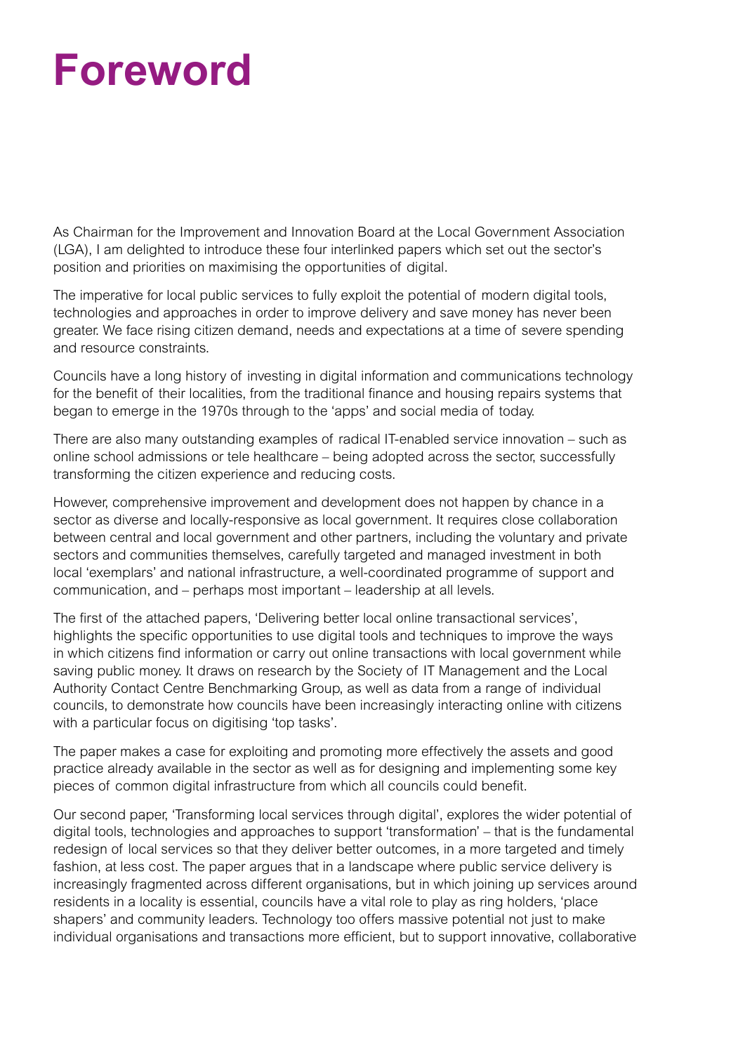# Foreword

As Chairman for the Improvement and Innovation Board at the Local Government Association (LGA), I am delighted to introduce these four interlinked papers which set out the sector's position and priorities on maximising the opportunities of digital.

The imperative for local public services to fully exploit the potential of modern digital tools, technologies and approaches in order to improve delivery and save money has never been greater. We face rising citizen demand, needs and expectations at a time of severe spending and resource constraints.

Councils have a long history of investing in digital information and communications technology for the benefit of their localities, from the traditional finance and housing repairs systems that began to emerge in the 1970s through to the 'apps' and social media of today.

There are also many outstanding examples of radical IT-enabled service innovation – such as online school admissions or tele healthcare – being adopted across the sector, successfully transforming the citizen experience and reducing costs.

However, comprehensive improvement and development does not happen by chance in a sector as diverse and locally-responsive as local government. It requires close collaboration between central and local government and other partners, including the voluntary and private sectors and communities themselves, carefully targeted and managed investment in both local 'exemplars' and national infrastructure, a well-coordinated programme of support and communication, and – perhaps most important – leadership at all levels.

The first of the attached papers, 'Delivering better local online transactional services', highlights the specific opportunities to use digital tools and techniques to improve the ways in which citizens find information or carry out online transactions with local government while saving public money. It draws on research by the Society of IT Management and the Local Authority Contact Centre Benchmarking Group, as well as data from a range of individual councils, to demonstrate how councils have been increasingly interacting online with citizens with a particular focus on digitising 'top tasks'.

The paper makes a case for exploiting and promoting more effectively the assets and good practice already available in the sector as well as for designing and implementing some key pieces of common digital infrastructure from which all councils could benefit.

Our second paper, 'Transforming local services through digital', explores the wider potential of digital tools, technologies and approaches to support 'transformation' – that is the fundamental redesign of local services so that they deliver better outcomes, in a more targeted and timely fashion, at less cost. The paper argues that in a landscape where public service delivery is increasingly fragmented across different organisations, but in which joining up services around residents in a locality is essential, councils have a vital role to play as ring holders, 'place shapers' and community leaders. Technology too offers massive potential not just to make individual organisations and transactions more efficient, but to support innovative, collaborative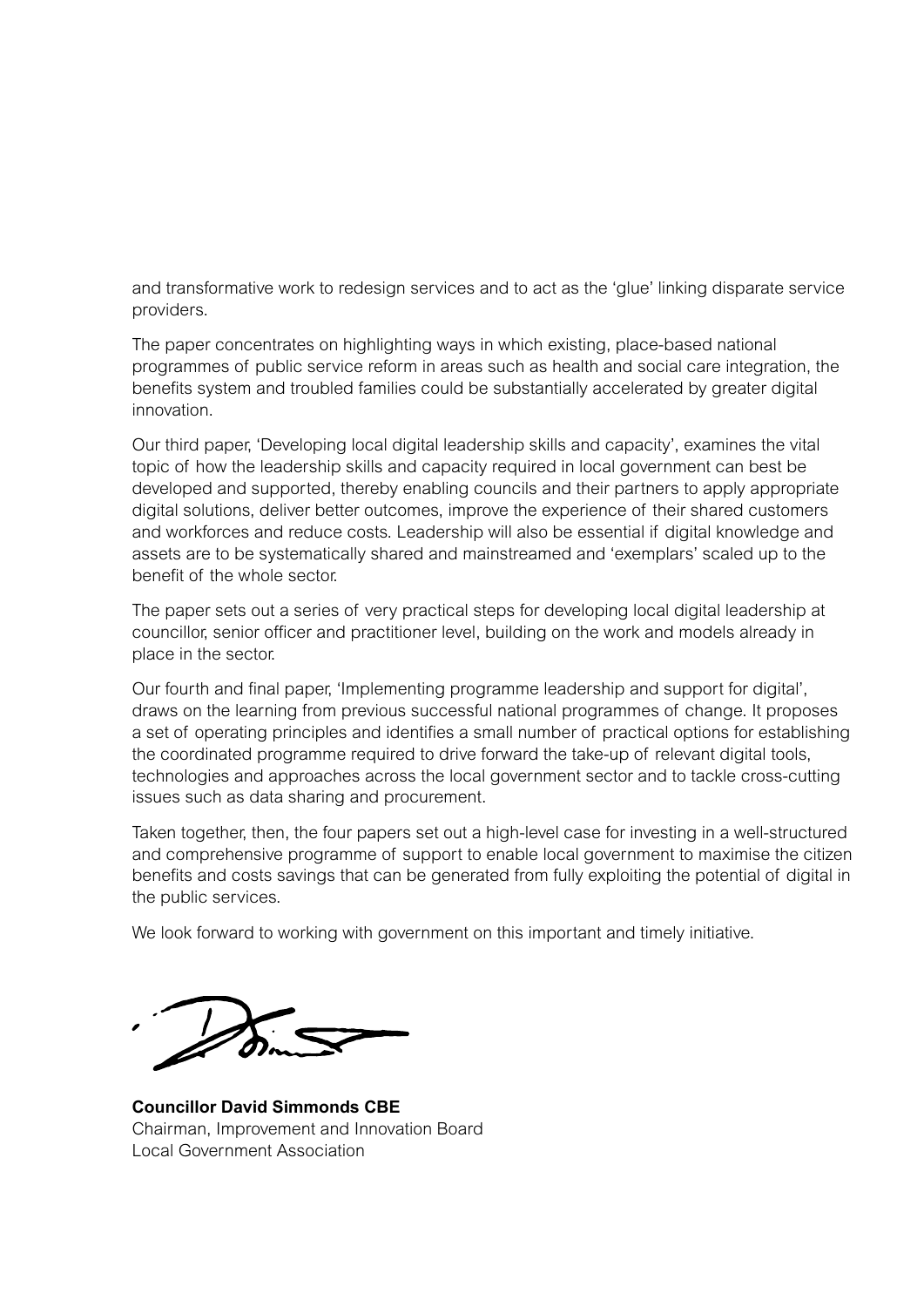and transformative work to redesign services and to act as the 'glue' linking disparate service providers.

The paper concentrates on highlighting ways in which existing, place-based national programmes of public service reform in areas such as health and social care integration, the benefits system and troubled families could be substantially accelerated by greater digital innovation.

Our third paper, 'Developing local digital leadership skills and capacity', examines the vital topic of how the leadership skills and capacity required in local government can best be developed and supported, thereby enabling councils and their partners to apply appropriate digital solutions, deliver better outcomes, improve the experience of their shared customers and workforces and reduce costs. Leadership will also be essential if digital knowledge and assets are to be systematically shared and mainstreamed and 'exemplars' scaled up to the benefit of the whole sector.

The paper sets out a series of very practical steps for developing local digital leadership at councillor, senior officer and practitioner level, building on the work and models already in place in the sector.

Our fourth and final paper, 'Implementing programme leadership and support for digital', draws on the learning from previous successful national programmes of change. It proposes a set of operating principles and identifies a small number of practical options for establishing the coordinated programme required to drive forward the take-up of relevant digital tools, technologies and approaches across the local government sector and to tackle cross-cutting issues such as data sharing and procurement.

Taken together, then, the four papers set out a high-level case for investing in a well-structured and comprehensive programme of support to enable local government to maximise the citizen benefits and costs savings that can be generated from fully exploiting the potential of digital in the public services.

We look forward to working with government on this important and timely initiative.

**Councillor David Simmonds CBE**
Chairman, Improvement and Innovation Board
Local Government Association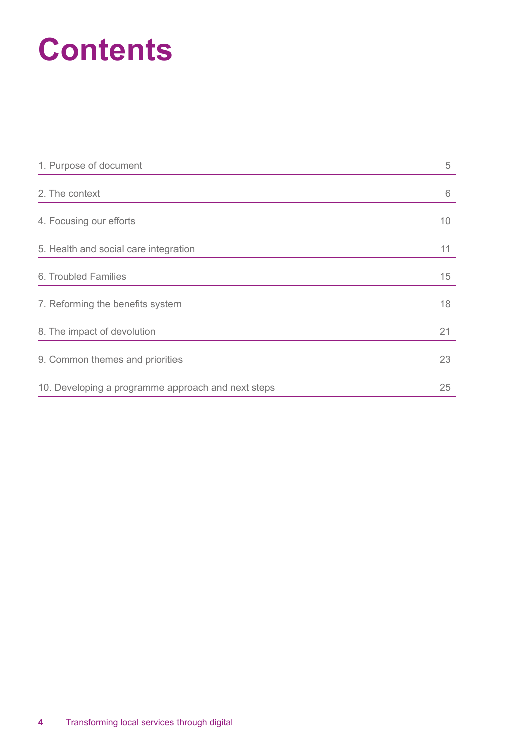# Contents

| | |
|---|---|
| 1. Purpose of document | 5 |
| 2. The context | 6 |
| 4. Focusing our efforts | 10 |
| 5. Health and social care integration | 11 |
| 6. Troubled Families | 15 |
| 7. Reforming the benefits system | 18 |
| 8. The impact of devolution | 21 |
| 9. Common themes and priorities | 23 |
| 10. Developing a programme approach and next steps | 25 |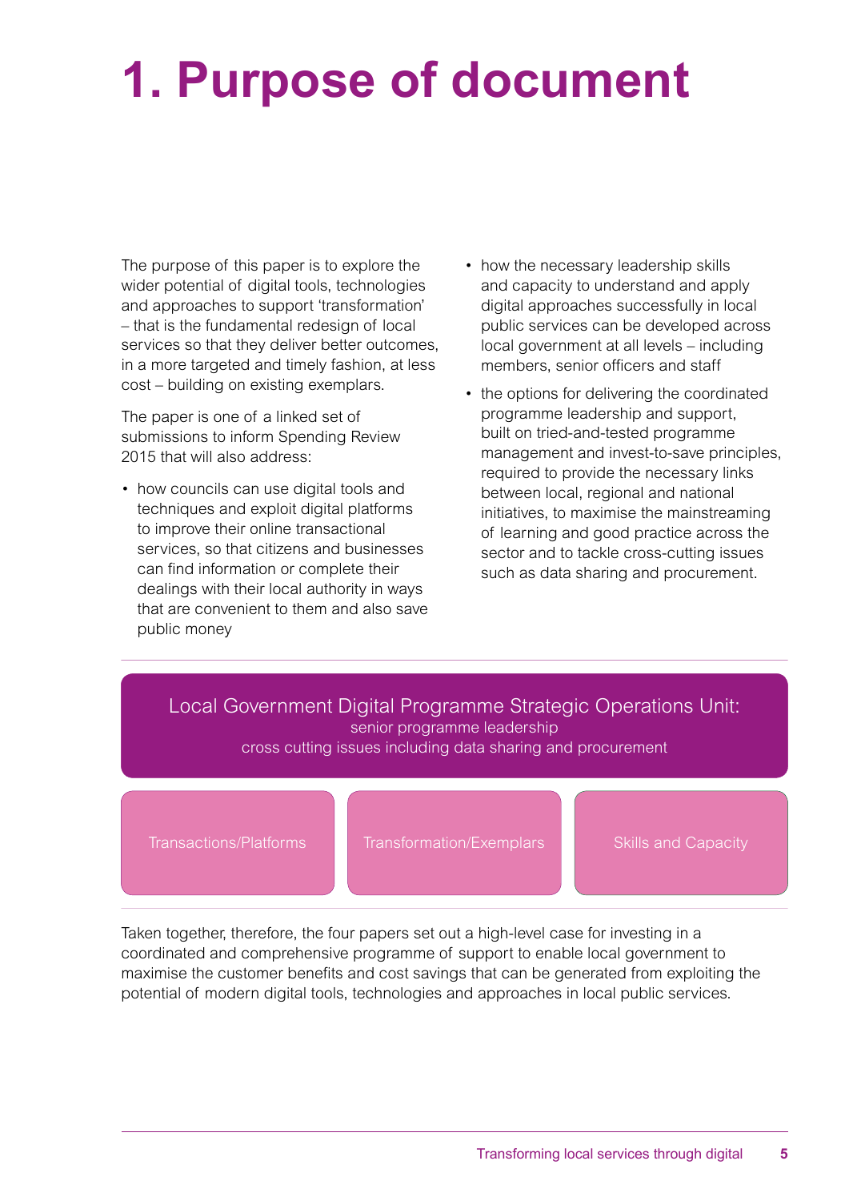# 1. Purpose of document

The purpose of this paper is to explore the wider potential of digital tools, technologies and approaches to support 'transformation' – that is the fundamental redesign of local services so that they deliver better outcomes, in a more targeted and timely fashion, at less cost – building on existing exemplars.

The paper is one of a linked set of submissions to inform Spending Review 2015 that will also address:

- how councils can use digital tools and techniques and exploit digital platforms to improve their online transactional services, so that citizens and businesses can find information or complete their dealings with their local authority in ways that are convenient to them and also save public money
- how the necessary leadership skills and capacity to understand and apply digital approaches successfully in local public services can be developed across local government at all levels – including members, senior officers and staff
- the options for delivering the coordinated programme leadership and support, built on tried-and-tested programme management and invest-to-save principles, required to provide the necessary links between local, regional and national initiatives, to maximise the mainstreaming of learning and good practice across the sector and to tackle cross-cutting issues such as data sharing and procurement.

Local Government Digital Programme Strategic Operations Unit:
senior programme leadership
cross cutting issues including data sharing and procurement

| Transactions/Platforms | Transformation/Exemplars | Skills and Capacity |
|---|---|---|

Taken together, therefore, the four papers set out a high-level case for investing in a coordinated and comprehensive programme of support to enable local government to maximise the customer benefits and cost savings that can be generated from exploiting the potential of modern digital tools, technologies and approaches in local public services.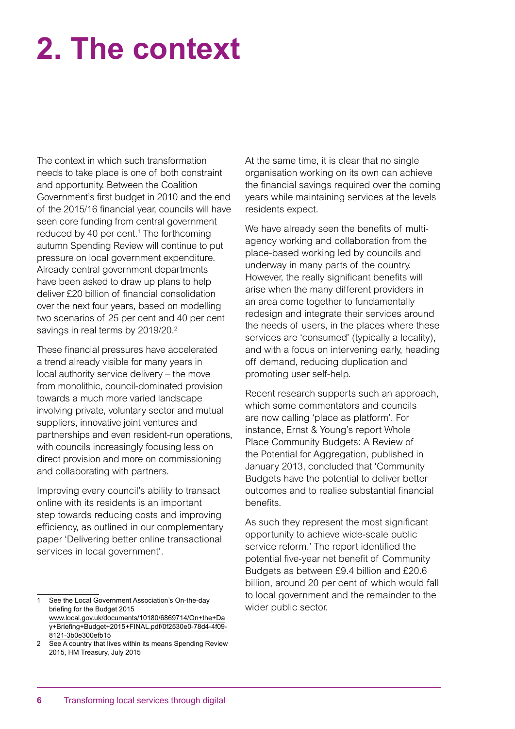# 2. The context

The context in which such transformation needs to take place is one of both constraint and opportunity. Between the Coalition Government's first budget in 2010 and the end of the 2015/16 financial year, councils will have seen core funding from central government reduced by 40 per cent.[1] The forthcoming autumn Spending Review will continue to put pressure on local government expenditure. Already central government departments have been asked to draw up plans to help deliver £20 billion of financial consolidation over the next four years, based on modelling two scenarios of 25 per cent and 40 per cent savings in real terms by 2019/20.[2]

These financial pressures have accelerated a trend already visible for many years in local authority service delivery – the move from monolithic, council-dominated provision towards a much more varied landscape involving private, voluntary sector and mutual suppliers, innovative joint ventures and partnerships and even resident-run operations, with councils increasingly focusing less on direct provision and more on commissioning and collaborating with partners.

Improving every council's ability to transact online with its residents is an important step towards reducing costs and improving efficiency, as outlined in our complementary paper 'Delivering better online transactional services in local government'.

At the same time, it is clear that no single organisation working on its own can achieve the financial savings required over the coming years while maintaining services at the levels residents expect.

We have already seen the benefits of multi-agency working and collaboration from the place-based working led by councils and underway in many parts of the country. However, the really significant benefits will arise when the many different providers in an area come together to fundamentally redesign and integrate their services around the needs of users, in the places where these services are 'consumed' (typically a locality), and with a focus on intervening early, heading off demand, reducing duplication and promoting user self-help.

Recent research supports such an approach, which some commentators and councils are now calling 'place as platform'. For instance, Ernst & Young's report Whole Place Community Budgets: A Review of the Potential for Aggregation, published in January 2013, concluded that 'Community Budgets have the potential to deliver better outcomes and to realise substantial financial benefits.

As such they represent the most significant opportunity to achieve wide-scale public service reform.' The report identified the potential five-year net benefit of Community Budgets as between £9.4 billion and £20.6 billion, around 20 per cent of which would fall to local government and the remainder to the wider public sector.

---

1 See the Local Government Association's On-the-day briefing for the Budget 2015 www.local.gov.uk/documents/10180/6869714/On+the+Day+Briefing+Budget+2015+FINAL.pdf/0f2530e0-78d4-4f09-8121-3b0e300efb15

2 See A country that lives within its means Spending Review 2015, HM Treasury, July 2015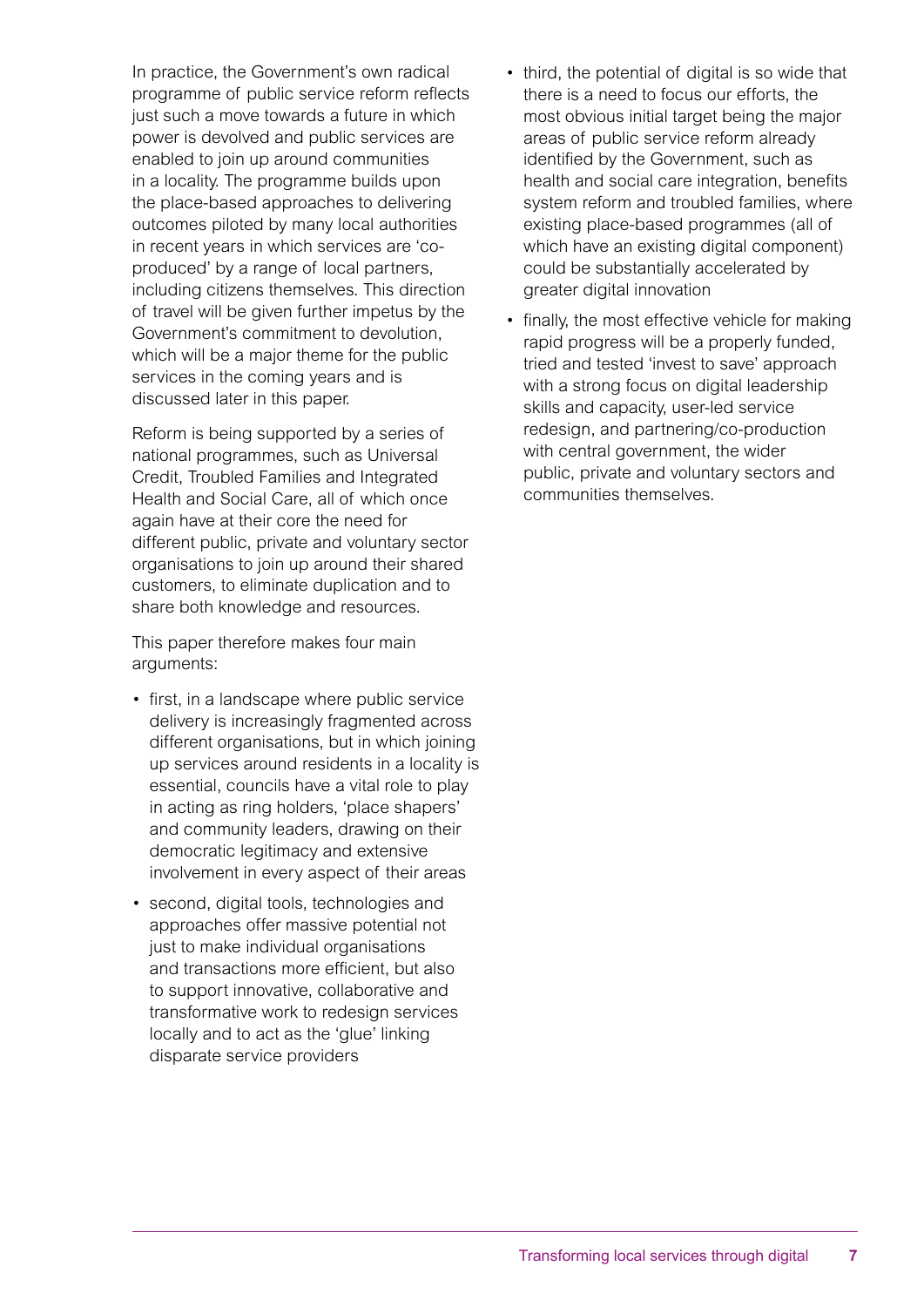In practice, the Government's own radical programme of public service reform reflects just such a move towards a future in which power is devolved and public services are enabled to join up around communities in a locality. The programme builds upon the place-based approaches to delivering outcomes piloted by many local authorities in recent years in which services are 'co-produced' by a range of local partners, including citizens themselves. This direction of travel will be given further impetus by the Government's commitment to devolution, which will be a major theme for the public services in the coming years and is discussed later in this paper.

Reform is being supported by a series of national programmes, such as Universal Credit, Troubled Families and Integrated Health and Social Care, all of which once again have at their core the need for different public, private and voluntary sector organisations to join up around their shared customers, to eliminate duplication and to share both knowledge and resources.

This paper therefore makes four main arguments:

- first, in a landscape where public service delivery is increasingly fragmented across different organisations, but in which joining up services around residents in a locality is essential, councils have a vital role to play in acting as ring holders, 'place shapers' and community leaders, drawing on their democratic legitimacy and extensive involvement in every aspect of their areas
- second, digital tools, technologies and approaches offer massive potential not just to make individual organisations and transactions more efficient, but also to support innovative, collaborative and transformative work to redesign services locally and to act as the 'glue' linking disparate service providers
- third, the potential of digital is so wide that there is a need to focus our efforts, the most obvious initial target being the major areas of public service reform already identified by the Government, such as health and social care integration, benefits system reform and troubled families, where existing place-based programmes (all of which have an existing digital component) could be substantially accelerated by greater digital innovation
- finally, the most effective vehicle for making rapid progress will be a properly funded, tried and tested 'invest to save' approach with a strong focus on digital leadership skills and capacity, user-led service redesign, and partnering/co-production with central government, the wider public, private and voluntary sectors and communities themselves.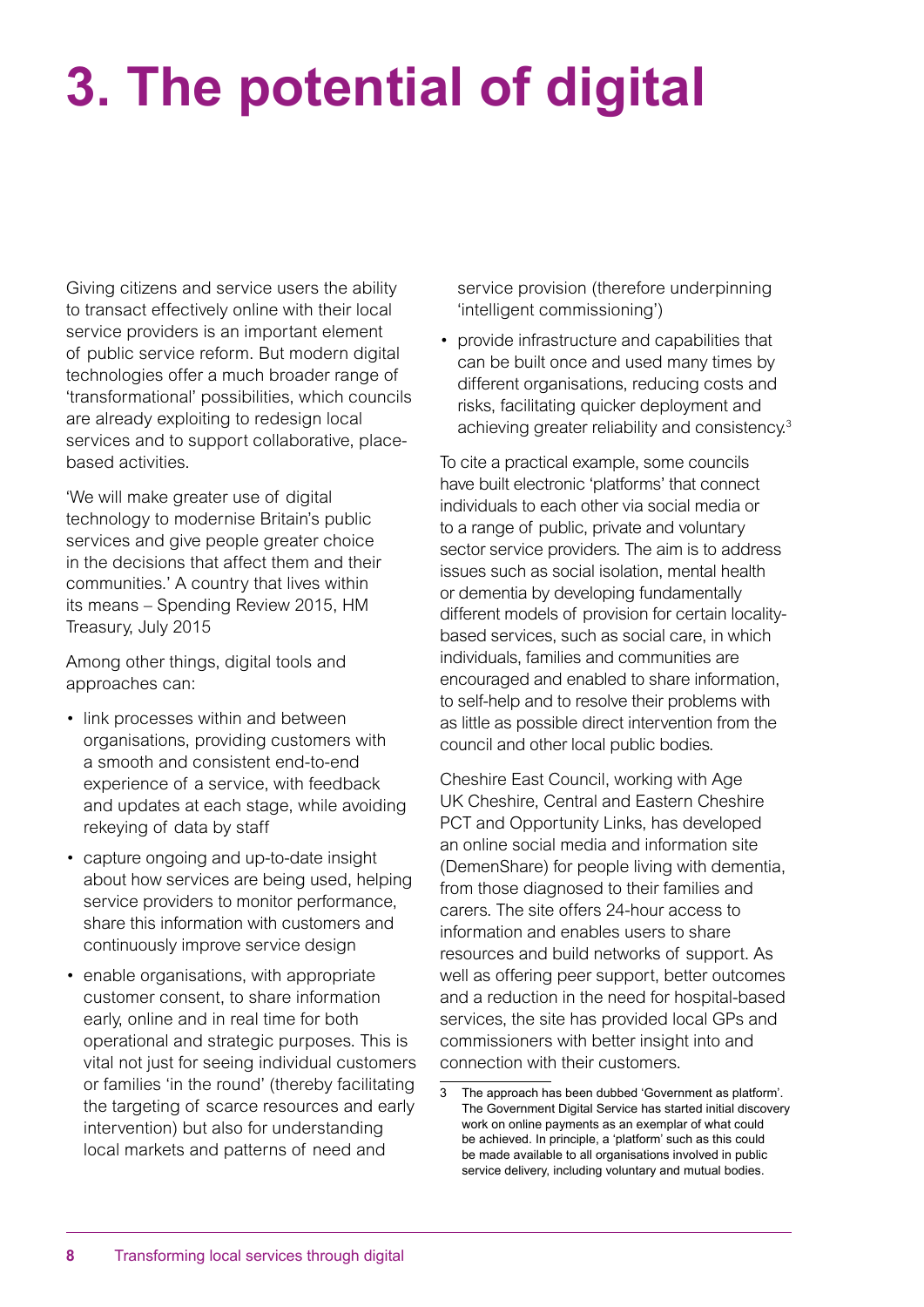# 3. The potential of digital

Giving citizens and service users the ability to transact effectively online with their local service providers is an important element of public service reform. But modern digital technologies offer a much broader range of 'transformational' possibilities, which councils are already exploiting to redesign local services and to support collaborative, place-based activities.

'We will make greater use of digital technology to modernise Britain's public services and give people greater choice in the decisions that affect them and their communities.' A country that lives within its means – Spending Review 2015, HM Treasury, July 2015

Among other things, digital tools and approaches can:

- link processes within and between organisations, providing customers with a smooth and consistent end-to-end experience of a service, with feedback and updates at each stage, while avoiding rekeying of data by staff
- capture ongoing and up-to-date insight about how services are being used, helping service providers to monitor performance, share this information with customers and continuously improve service design
- enable organisations, with appropriate customer consent, to share information early, online and in real time for both operational and strategic purposes. This is vital not just for seeing individual customers or families 'in the round' (thereby facilitating the targeting of scarce resources and early intervention) but also for understanding local markets and patterns of need and service provision (therefore underpinning 'intelligent commissioning')
- provide infrastructure and capabilities that can be built once and used many times by different organisations, reducing costs and risks, facilitating quicker deployment and achieving greater reliability and consistency.[3]

To cite a practical example, some councils have built electronic 'platforms' that connect individuals to each other via social media or to a range of public, private and voluntary sector service providers. The aim is to address issues such as social isolation, mental health or dementia by developing fundamentally different models of provision for certain locality-based services, such as social care, in which individuals, families and communities are encouraged and enabled to share information, to self-help and to resolve their problems with as little as possible direct intervention from the council and other local public bodies.

Cheshire East Council, working with Age UK Cheshire, Central and Eastern Cheshire PCT and Opportunity Links, has developed an online social media and information site (DemenShare) for people living with dementia, from those diagnosed to their families and carers. The site offers 24-hour access to information and enables users to share resources and build networks of support. As well as offering peer support, better outcomes and a reduction in the need for hospital-based services, the site has provided local GPs and commissioners with better insight into and connection with their customers.

3 The approach has been dubbed 'Government as platform'. The Government Digital Service has started initial discovery work on online payments as an exemplar of what could be achieved. In principle, a 'platform' such as this could be made available to all organisations involved in public service delivery, including voluntary and mutual bodies.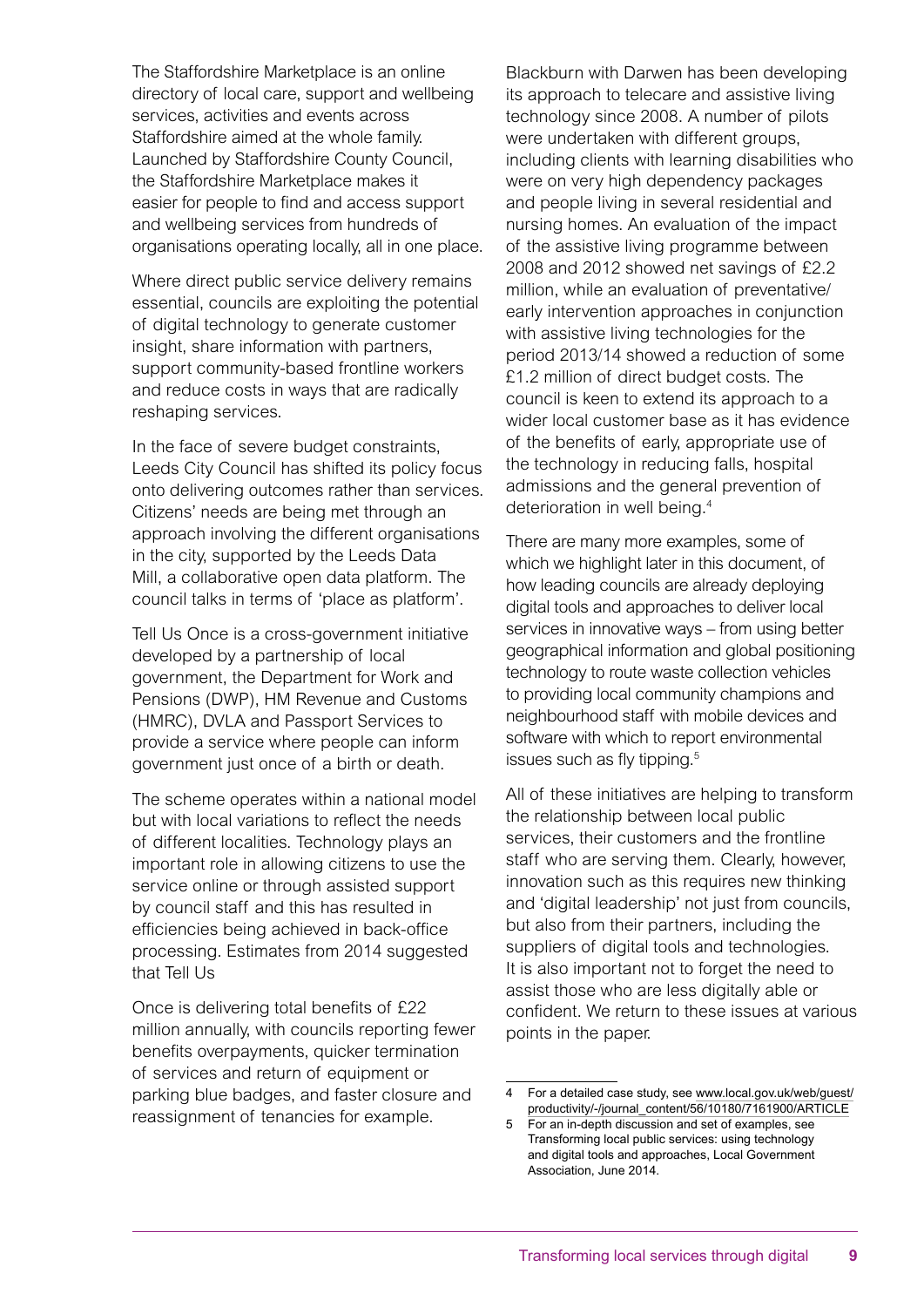The Staffordshire Marketplace is an online directory of local care, support and wellbeing services, activities and events across Staffordshire aimed at the whole family. Launched by Staffordshire County Council, the Staffordshire Marketplace makes it easier for people to find and access support and wellbeing services from hundreds of organisations operating locally, all in one place.

Where direct public service delivery remains essential, councils are exploiting the potential of digital technology to generate customer insight, share information with partners, support community-based frontline workers and reduce costs in ways that are radically reshaping services.

In the face of severe budget constraints, Leeds City Council has shifted its policy focus onto delivering outcomes rather than services. Citizens' needs are being met through an approach involving the different organisations in the city, supported by the Leeds Data Mill, a collaborative open data platform. The council talks in terms of 'place as platform'.

Tell Us Once is a cross-government initiative developed by a partnership of local government, the Department for Work and Pensions (DWP), HM Revenue and Customs (HMRC), DVLA and Passport Services to provide a service where people can inform government just once of a birth or death.

The scheme operates within a national model but with local variations to reflect the needs of different localities. Technology plays an important role in allowing citizens to use the service online or through assisted support by council staff and this has resulted in efficiencies being achieved in back-office processing. Estimates from 2014 suggested that Tell Us Once is delivering total benefits of £22 million annually, with councils reporting fewer benefits overpayments, quicker termination of services and return of equipment or parking blue badges, and faster closure and reassignment of tenancies for example.

Blackburn with Darwen has been developing its approach to telecare and assistive living technology since 2008. A number of pilots were undertaken with different groups, including clients with learning disabilities who were on very high dependency packages and people living in several residential and nursing homes. An evaluation of the impact of the assistive living programme between 2008 and 2012 showed net savings of £2.2 million, while an evaluation of preventative/early intervention approaches in conjunction with assistive living technologies for the period 2013/14 showed a reduction of some £1.2 million of direct budget costs. The council is keen to extend its approach to a wider local customer base as it has evidence of the benefits of early, appropriate use of the technology in reducing falls, hospital admissions and the general prevention of deterioration in well being.[4]

There are many more examples, some of which we highlight later in this document, of how leading councils are already deploying digital tools and approaches to deliver local services in innovative ways – from using better geographical information and global positioning technology to route waste collection vehicles to providing local community champions and neighbourhood staff with mobile devices and software with which to report environmental issues such as fly tipping.[5]

All of these initiatives are helping to transform the relationship between local public services, their customers and the frontline staff who are serving them. Clearly, however, innovation such as this requires new thinking and 'digital leadership' not just from councils, but also from their partners, including the suppliers of digital tools and technologies. It is also important not to forget the need to assist those who are less digitally able or confident. We return to these issues at various points in the paper.

---

4 For a detailed case study, see www.local.gov.uk/web/guest/productivity/-/journal_content/56/10180/7161900/ARTICLE

5 For an in-depth discussion and set of examples, see Transforming local public services: using technology and digital tools and approaches, Local Government Association, June 2014.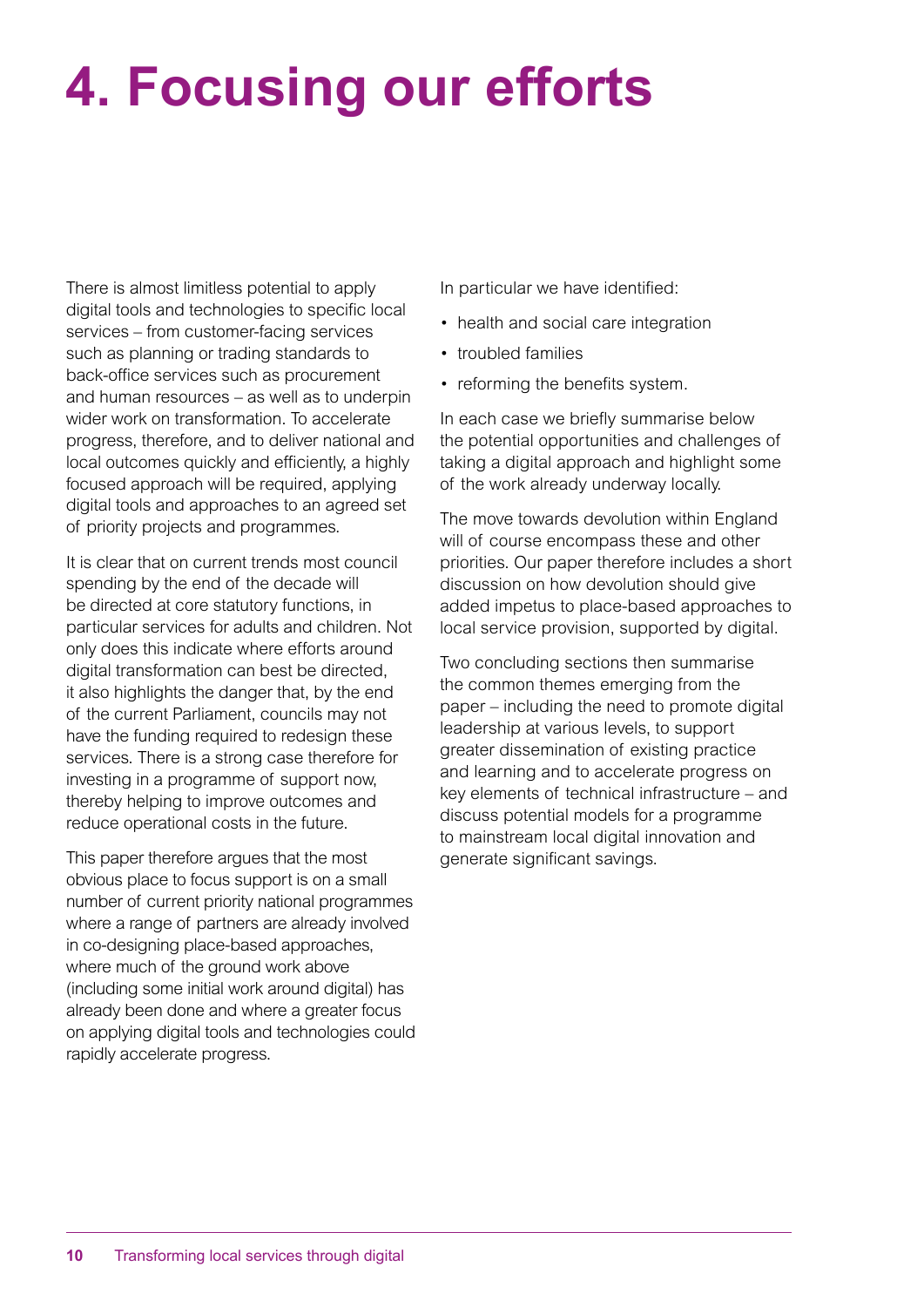# 4. Focusing our efforts

There is almost limitless potential to apply digital tools and technologies to specific local services – from customer-facing services such as planning or trading standards to back-office services such as procurement and human resources – as well as to underpin wider work on transformation. To accelerate progress, therefore, and to deliver national and local outcomes quickly and efficiently, a highly focused approach will be required, applying digital tools and approaches to an agreed set of priority projects and programmes.

It is clear that on current trends most council spending by the end of the decade will be directed at core statutory functions, in particular services for adults and children. Not only does this indicate where efforts around digital transformation can best be directed, it also highlights the danger that, by the end of the current Parliament, councils may not have the funding required to redesign these services. There is a strong case therefore for investing in a programme of support now, thereby helping to improve outcomes and reduce operational costs in the future.

This paper therefore argues that the most obvious place to focus support is on a small number of current priority national programmes where a range of partners are already involved in co-designing place-based approaches, where much of the ground work above (including some initial work around digital) has already been done and where a greater focus on applying digital tools and technologies could rapidly accelerate progress.

In particular we have identified:

- health and social care integration
- troubled families
- reforming the benefits system.

In each case we briefly summarise below the potential opportunities and challenges of taking a digital approach and highlight some of the work already underway locally.

The move towards devolution within England will of course encompass these and other priorities. Our paper therefore includes a short discussion on how devolution should give added impetus to place-based approaches to local service provision, supported by digital.

Two concluding sections then summarise the common themes emerging from the paper – including the need to promote digital leadership at various levels, to support greater dissemination of existing practice and learning and to accelerate progress on key elements of technical infrastructure – and discuss potential models for a programme to mainstream local digital innovation and generate significant savings.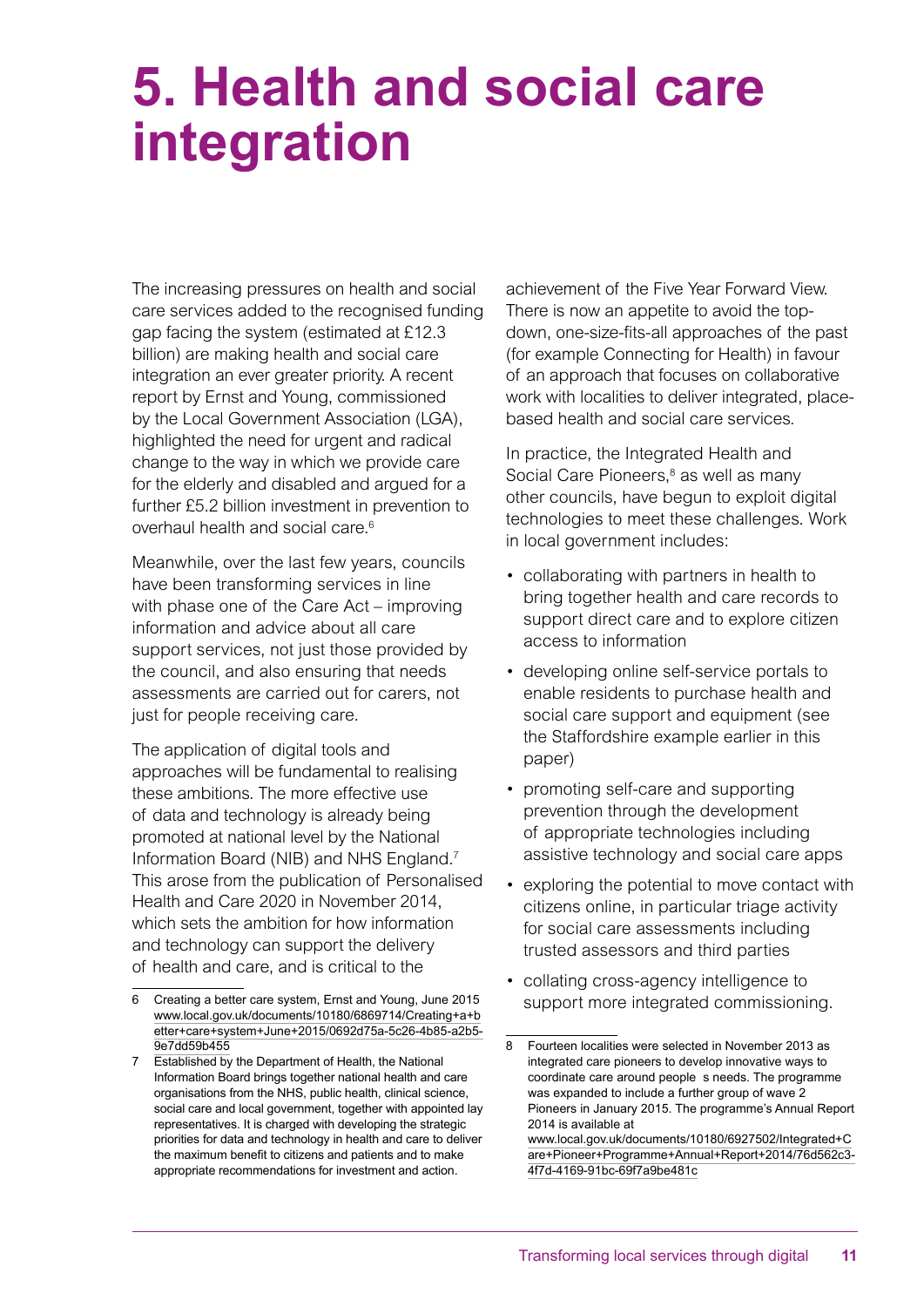# 5. Health and social care integration

The increasing pressures on health and social care services added to the recognised funding gap facing the system (estimated at £12.3 billion) are making health and social care integration an ever greater priority. A recent report by Ernst and Young, commissioned by the Local Government Association (LGA), highlighted the need for urgent and radical change to the way in which we provide care for the elderly and disabled and argued for a further £5.2 billion investment in prevention to overhaul health and social care.[6]

Meanwhile, over the last few years, councils have been transforming services in line with phase one of the Care Act – improving information and advice about all care support services, not just those provided by the council, and also ensuring that needs assessments are carried out for carers, not just for people receiving care.

The application of digital tools and approaches will be fundamental to realising these ambitions. The more effective use of data and technology is already being promoted at national level by the National Information Board (NIB) and NHS England.[7] This arose from the publication of Personalised Health and Care 2020 in November 2014, which sets the ambition for how information and technology can support the delivery of health and care, and is critical to the achievement of the Five Year Forward View. There is now an appetite to avoid the top-down, one-size-fits-all approaches of the past (for example Connecting for Health) in favour of an approach that focuses on collaborative work with localities to deliver integrated, place-based health and social care services.

In practice, the Integrated Health and Social Care Pioneers,[8] as well as many other councils, have begun to exploit digital technologies to meet these challenges. Work in local government includes:

- collaborating with partners in health to bring together health and care records to support direct care and to explore citizen access to information
- developing online self-service portals to enable residents to purchase health and social care support and equipment (see the Staffordshire example earlier in this paper)
- promoting self-care and supporting prevention through the development of appropriate technologies including assistive technology and social care apps
- exploring the potential to move contact with citizens online, in particular triage activity for social care assessments including trusted assessors and third parties
- collating cross-agency intelligence to support more integrated commissioning.

---

6 Creating a better care system, Ernst and Young, June 2015 www.local.gov.uk/documents/10180/6869714/Creating+a+better+care+system+June+2015/0692d75a-5c26-4b85-a2b5-9e7dd59b455

7 Established by the Department of Health, the National Information Board brings together national health and care organisations from the NHS, public health, clinical science, social care and local government, together with appointed lay representatives. It is charged with developing the strategic priorities for data and technology in health and care to deliver the maximum benefit to citizens and patients and to make appropriate recommendations for investment and action.

8 Fourteen localities were selected in November 2013 as integrated care pioneers to develop innovative ways to coordinate care around people s needs. The programme was expanded to include a further group of wave 2 Pioneers in January 2015. The programme's Annual Report 2014 is available at www.local.gov.uk/documents/10180/6927502/Integrated+Care+Pioneer+Programme+Annual+Report+2014/76d562c3-4f7d-4169-91bc-69f7a9be481c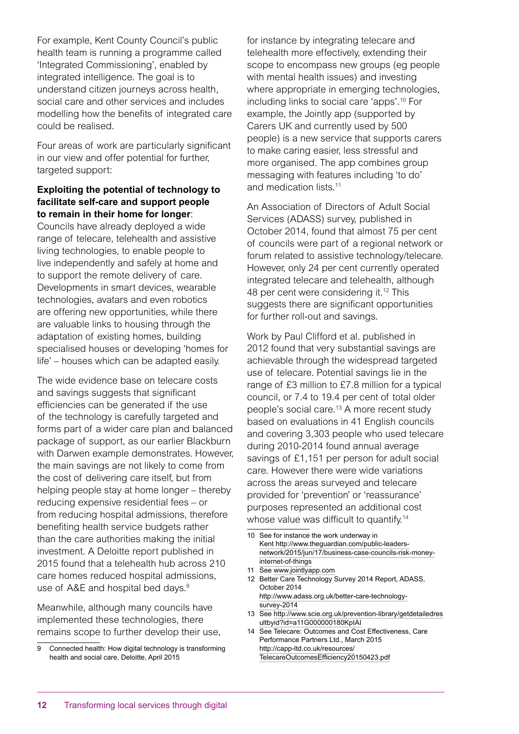For example, Kent County Council's public health team is running a programme called 'Integrated Commissioning', enabled by integrated intelligence. The goal is to understand citizen journeys across health, social care and other services and includes modelling how the benefits of integrated care could be realised.

Four areas of work are particularly significant in our view and offer potential for further, targeted support:

**Exploiting the potential of technology to facilitate self-care and support people to remain in their home for longer**: Councils have already deployed a wide range of telecare, telehealth and assistive living technologies, to enable people to live independently and safely at home and to support the remote delivery of care. Developments in smart devices, wearable technologies, avatars and even robotics are offering new opportunities, while there are valuable links to housing through the adaptation of existing homes, building specialised houses or developing 'homes for life' – houses which can be adapted easily.

The wide evidence base on telecare costs and savings suggests that significant efficiencies can be generated if the use of the technology is carefully targeted and forms part of a wider care plan and balanced package of support, as our earlier Blackburn with Darwen example demonstrates. However, the main savings are not likely to come from the cost of delivering care itself, but from helping people stay at home longer – thereby reducing expensive residential fees – or from reducing hospital admissions, therefore benefiting health service budgets rather than the care authorities making the initial investment. A Deloitte report published in 2015 found that a telehealth hub across 210 care homes reduced hospital admissions, use of A&E and hospital bed days.[9]

Meanwhile, although many councils have implemented these technologies, there remains scope to further develop their use, for instance by integrating telecare and telehealth more effectively, extending their scope to encompass new groups (eg people with mental health issues) and investing where appropriate in emerging technologies, including links to social care 'apps'.[10] For example, the Jointly app (supported by Carers UK and currently used by 500 people) is a new service that supports carers to make caring easier, less stressful and more organised. The app combines group messaging with features including 'to do' and medication lists.[11]

An Association of Directors of Adult Social Services (ADASS) survey, published in October 2014, found that almost 75 per cent of councils were part of a regional network or forum related to assistive technology/telecare. However, only 24 per cent currently operated integrated telecare and telehealth, although 48 per cent were considering it.[12] This suggests there are significant opportunities for further roll-out and savings.

Work by Paul Clifford et al. published in 2012 found that very substantial savings are achievable through the widespread targeted use of telecare. Potential savings lie in the range of £3 million to £7.8 million for a typical council, or 7.4 to 19.4 per cent of total older people's social care.[13] A more recent study based on evaluations in 41 English councils and covering 3,303 people who used telecare during 2010-2014 found annual average savings of £1,151 per person for adult social care. However there were wide variations across the areas surveyed and telecare provided for 'prevention' or 'reassurance' purposes represented an additional cost whose value was difficult to quantify.[14]

---

9 Connected health: How digital technology is transforming health and social care, Deloitte, April 2015

10 See for instance the work underway in Kent http://www.theguardian.com/public-leaders-network/2015/jun/17/business-case-councils-risk-money-internet-of-things

11 See www.jointlyapp.com

12 Better Care Technology Survey 2014 Report, ADASS, October 2014 http://www.adass.org.uk/better-care-technology-survey-2014

13 See http://www.scie.org.uk/prevention-library/getdetailedresultbyid?id=a11G000000180KpIAI

14 See Telecare: Outcomes and Cost Effectiveness, Care Performance Partners Ltd., March 2015 http://capp-ltd.co.uk/resources/TelecareOutcomesEfficiency20150423.pdf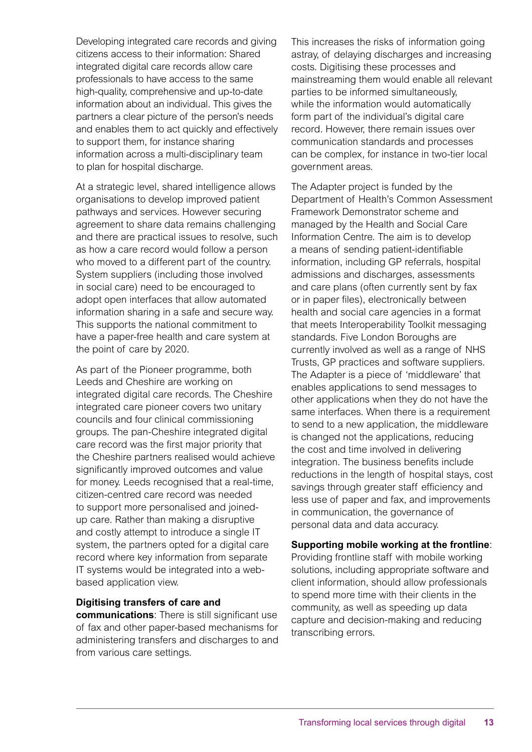Developing integrated care records and giving citizens access to their information: Shared integrated digital care records allow care professionals to have access to the same high-quality, comprehensive and up-to-date information about an individual. This gives the partners a clear picture of the person's needs and enables them to act quickly and effectively to support them, for instance sharing information across a multi-disciplinary team to plan for hospital discharge.

At a strategic level, shared intelligence allows organisations to develop improved patient pathways and services. However securing agreement to share data remains challenging and there are practical issues to resolve, such as how a care record would follow a person who moved to a different part of the country. System suppliers (including those involved in social care) need to be encouraged to adopt open interfaces that allow automated information sharing in a safe and secure way. This supports the national commitment to have a paper-free health and care system at the point of care by 2020.

As part of the Pioneer programme, both Leeds and Cheshire are working on integrated digital care records. The Cheshire integrated care pioneer covers two unitary councils and four clinical commissioning groups. The pan-Cheshire integrated digital care record was the first major priority that the Cheshire partners realised would achieve significantly improved outcomes and value for money. Leeds recognised that a real-time, citizen-centred care record was needed to support more personalised and joined-up care. Rather than making a disruptive and costly attempt to introduce a single IT system, the partners opted for a digital care record where key information from separate IT systems would be integrated into a web-based application view.

**Digitising transfers of care and communications**: There is still significant use of fax and other paper-based mechanisms for administering transfers and discharges to and from various care settings.

This increases the risks of information going astray, of delaying discharges and increasing costs. Digitising these processes and mainstreaming them would enable all relevant parties to be informed simultaneously, while the information would automatically form part of the individual's digital care record. However, there remain issues over communication standards and processes can be complex, for instance in two-tier local government areas.

The Adapter project is funded by the Department of Health's Common Assessment Framework Demonstrator scheme and managed by the Health and Social Care Information Centre. The aim is to develop a means of sending patient-identifiable information, including GP referrals, hospital admissions and discharges, assessments and care plans (often currently sent by fax or in paper files), electronically between health and social care agencies in a format that meets Interoperability Toolkit messaging standards. Five London Boroughs are currently involved as well as a range of NHS Trusts, GP practices and software suppliers. The Adapter is a piece of 'middleware' that enables applications to send messages to other applications when they do not have the same interfaces. When there is a requirement to send to a new application, the middleware is changed not the applications, reducing the cost and time involved in delivering integration. The business benefits include reductions in the length of hospital stays, cost savings through greater staff efficiency and less use of paper and fax, and improvements in communication, the governance of personal data and data accuracy.

**Supporting mobile working at the frontline**: Providing frontline staff with mobile working solutions, including appropriate software and client information, should allow professionals to spend more time with their clients in the community, as well as speeding up data capture and decision-making and reducing transcribing errors.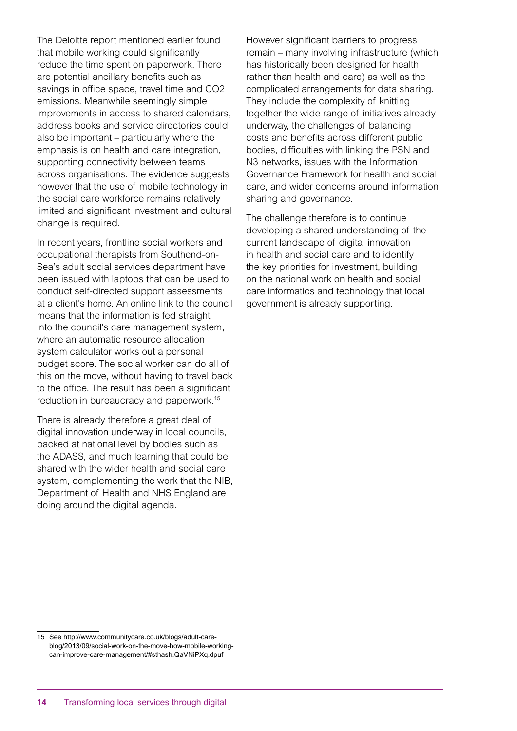The Deloitte report mentioned earlier found that mobile working could significantly reduce the time spent on paperwork. There are potential ancillary benefits such as savings in office space, travel time and $CO_2$ emissions. Meanwhile seemingly simple improvements in access to shared calendars, address books and service directories could also be important – particularly where the emphasis is on health and care integration, supporting connectivity between teams across organisations. The evidence suggests however that the use of mobile technology in the social care workforce remains relatively limited and significant investment and cultural change is required.

In recent years, frontline social workers and occupational therapists from Southend-on-Sea's adult social services department have been issued with laptops that can be used to conduct self-directed support assessments at a client's home. An online link to the council means that the information is fed straight into the council's care management system, where an automatic resource allocation system calculator works out a personal budget score. The social worker can do all of this on the move, without having to travel back to the office. The result has been a significant reduction in bureaucracy and paperwork.[15]

There is already therefore a great deal of digital innovation underway in local councils, backed at national level by bodies such as the ADASS, and much learning that could be shared with the wider health and social care system, complementing the work that the NIB, Department of Health and NHS England are doing around the digital agenda.

However significant barriers to progress remain – many involving infrastructure (which has historically been designed for health rather than health and care) as well as the complicated arrangements for data sharing. They include the complexity of knitting together the wide range of initiatives already underway, the challenges of balancing costs and benefits across different public bodies, difficulties with linking the PSN and N3 networks, issues with the Information Governance Framework for health and social care, and wider concerns around information sharing and governance.

The challenge therefore is to continue developing a shared understanding of the current landscape of digital innovation in health and social care and to identify the key priorities for investment, building on the national work on health and social care informatics and technology that local government is already supporting.

---

15 See http://www.communitycare.co.uk/blogs/adult-care-blog/2013/09/social-work-on-the-move-how-mobile-working-can-improve-care-management/#sthash.QaVNiPXq.dpuf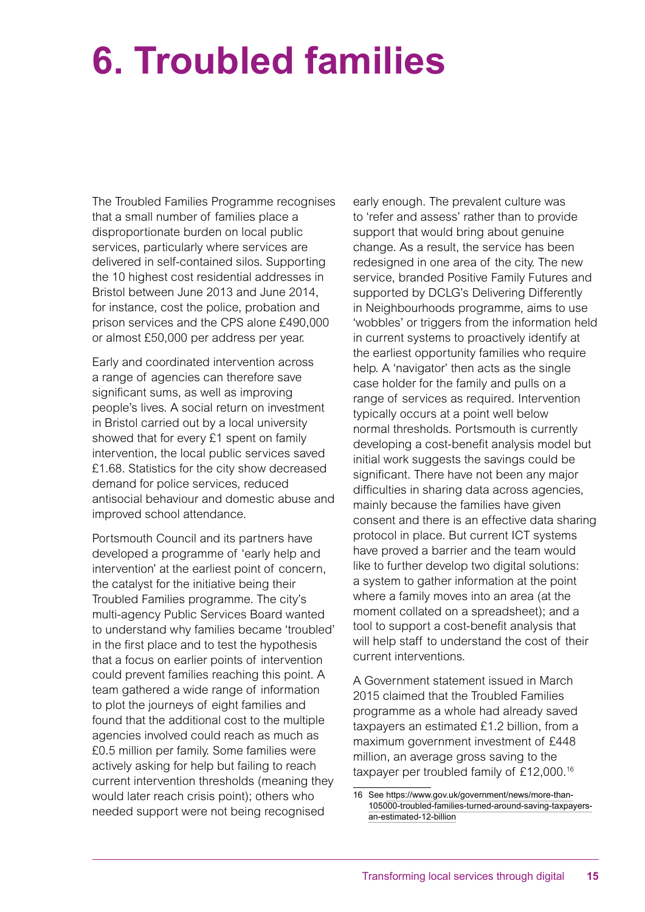# 6. Troubled families

The Troubled Families Programme recognises that a small number of families place a disproportionate burden on local public services, particularly where services are delivered in self-contained silos. Supporting the 10 highest cost residential addresses in Bristol between June 2013 and June 2014, for instance, cost the police, probation and prison services and the CPS alone £490,000 or almost £50,000 per address per year.

Early and coordinated intervention across a range of agencies can therefore save significant sums, as well as improving people's lives. A social return on investment in Bristol carried out by a local university showed that for every £1 spent on family intervention, the local public services saved £1.68. Statistics for the city show decreased demand for police services, reduced antisocial behaviour and domestic abuse and improved school attendance.

Portsmouth Council and its partners have developed a programme of 'early help and intervention' at the earliest point of concern, the catalyst for the initiative being their Troubled Families programme. The city's multi-agency Public Services Board wanted to understand why families became 'troubled' in the first place and to test the hypothesis that a focus on earlier points of intervention could prevent families reaching this point. A team gathered a wide range of information to plot the journeys of eight families and found that the additional cost to the multiple agencies involved could reach as much as £0.5 million per family. Some families were actively asking for help but failing to reach current intervention thresholds (meaning they would later reach crisis point); others who needed support were not being recognised early enough. The prevalent culture was to 'refer and assess' rather than to provide support that would bring about genuine change. As a result, the service has been redesigned in one area of the city. The new service, branded Positive Family Futures and supported by DCLG's Delivering Differently in Neighbourhoods programme, aims to use 'wobbles' or triggers from the information held in current systems to proactively identify at the earliest opportunity families who require help. A 'navigator' then acts as the single case holder for the family and pulls on a range of services as required. Intervention typically occurs at a point well below normal thresholds. Portsmouth is currently developing a cost-benefit analysis model but initial work suggests the savings could be significant. There have not been any major difficulties in sharing data across agencies, mainly because the families have given consent and there is an effective data sharing protocol in place. But current ICT systems have proved a barrier and the team would like to further develop two digital solutions: a system to gather information at the point where a family moves into an area (at the moment collated on a spreadsheet); and a tool to support a cost-benefit analysis that will help staff to understand the cost of their current interventions.

A Government statement issued in March 2015 claimed that the Troubled Families programme as a whole had already saved taxpayers an estimated £1.2 billion, from a maximum government investment of £448 million, an average gross saving to the taxpayer per troubled family of £12,000.[16]

---

16 See https://www.gov.uk/government/news/more-than-105000-troubled-families-turned-around-saving-taxpayers-an-estimated-12-billion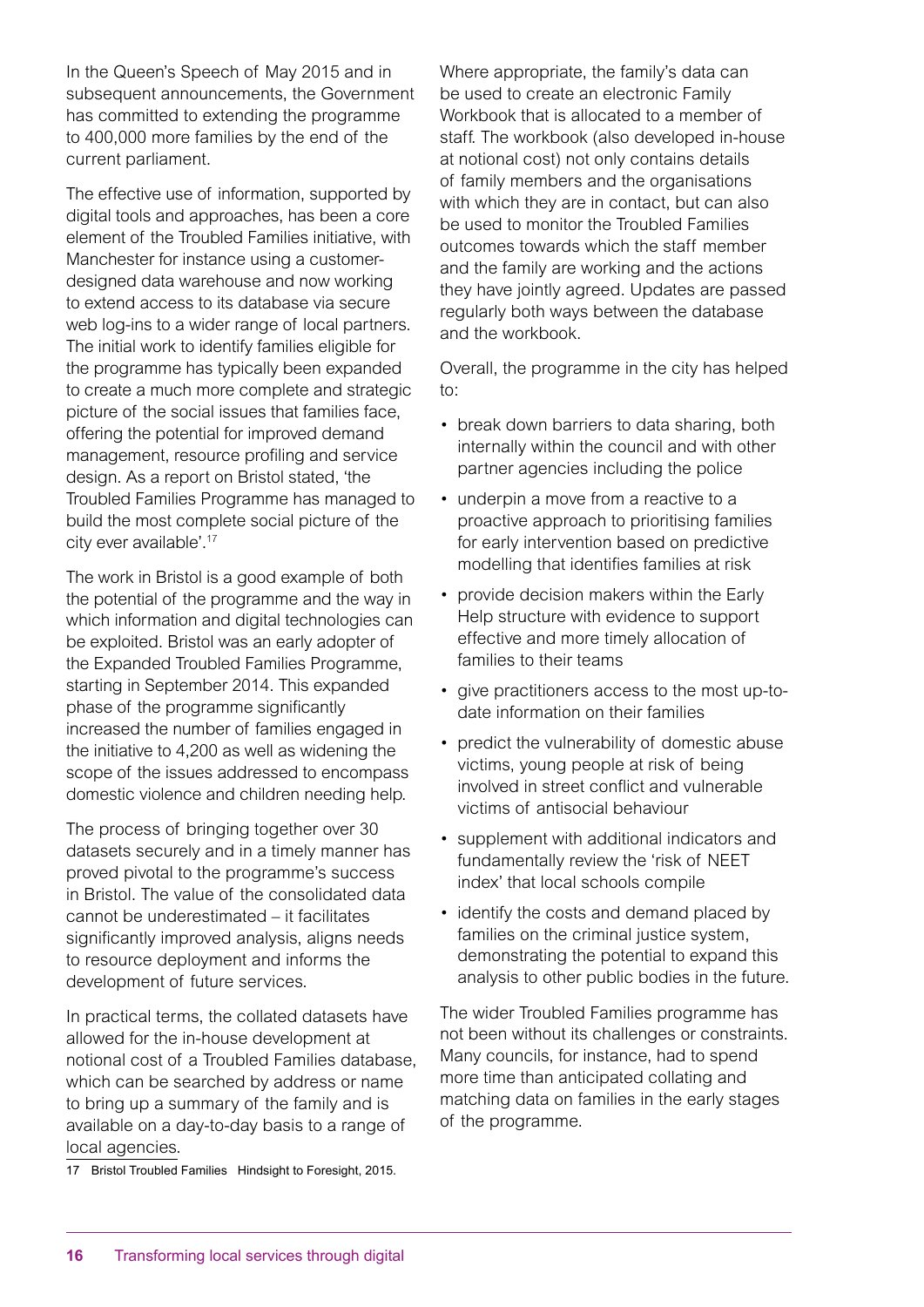In the Queen's Speech of May 2015 and in subsequent announcements, the Government has committed to extending the programme to 400,000 more families by the end of the current parliament.

The effective use of information, supported by digital tools and approaches, has been a core element of the Troubled Families initiative, with Manchester for instance using a customer-designed data warehouse and now working to extend access to its database via secure web log-ins to a wider range of local partners. The initial work to identify families eligible for the programme has typically been expanded to create a much more complete and strategic picture of the social issues that families face, offering the potential for improved demand management, resource profiling and service design. As a report on Bristol stated, 'the Troubled Families Programme has managed to build the most complete social picture of the city ever available'.[17]

The work in Bristol is a good example of both the potential of the programme and the way in which information and digital technologies can be exploited. Bristol was an early adopter of the Expanded Troubled Families Programme, starting in September 2014. This expanded phase of the programme significantly increased the number of families engaged in the initiative to 4,200 as well as widening the scope of the issues addressed to encompass domestic violence and children needing help.

The process of bringing together over 30 datasets securely and in a timely manner has proved pivotal to the programme's success in Bristol. The value of the consolidated data cannot be underestimated – it facilitates significantly improved analysis, aligns needs to resource deployment and informs the development of future services.

In practical terms, the collated datasets have allowed for the in-house development at notional cost of a Troubled Families database, which can be searched by address or name to bring up a summary of the family and is available on a day-to-day basis to a range of local agencies.

17 Bristol Troubled Families Hindsight to Foresight, 2015.

Where appropriate, the family's data can be used to create an electronic Family Workbook that is allocated to a member of staff. The workbook (also developed in-house at notional cost) not only contains details of family members and the organisations with which they are in contact, but can also be used to monitor the Troubled Families outcomes towards which the staff member and the family are working and the actions they have jointly agreed. Updates are passed regularly both ways between the database and the workbook.

Overall, the programme in the city has helped to:

- break down barriers to data sharing, both internally within the council and with other partner agencies including the police
- underpin a move from a reactive to a proactive approach to prioritising families for early intervention based on predictive modelling that identifies families at risk
- provide decision makers within the Early Help structure with evidence to support effective and more timely allocation of families to their teams
- give practitioners access to the most up-to-date information on their families
- predict the vulnerability of domestic abuse victims, young people at risk of being involved in street conflict and vulnerable victims of antisocial behaviour
- supplement with additional indicators and fundamentally review the 'risk of NEET index' that local schools compile
- identify the costs and demand placed by families on the criminal justice system, demonstrating the potential to expand this analysis to other public bodies in the future.

The wider Troubled Families programme has not been without its challenges or constraints. Many councils, for instance, had to spend more time than anticipated collating and matching data on families in the early stages of the programme.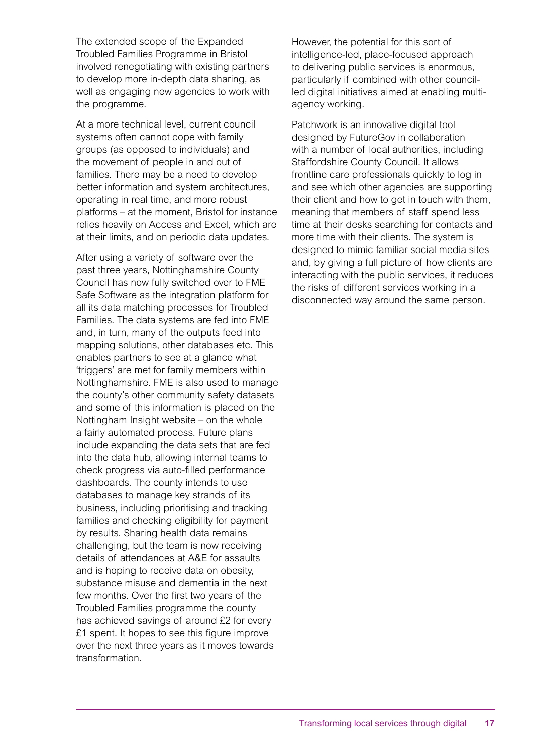The extended scope of the Expanded Troubled Families Programme in Bristol involved renegotiating with existing partners to develop more in-depth data sharing, as well as engaging new agencies to work with the programme.

At a more technical level, current council systems often cannot cope with family groups (as opposed to individuals) and the movement of people in and out of families. There may be a need to develop better information and system architectures, operating in real time, and more robust platforms – at the moment, Bristol for instance relies heavily on Access and Excel, which are at their limits, and on periodic data updates.

After using a variety of software over the past three years, Nottinghamshire County Council has now fully switched over to FME Safe Software as the integration platform for all its data matching processes for Troubled Families. The data systems are fed into FME and, in turn, many of the outputs feed into mapping solutions, other databases etc. This enables partners to see at a glance what 'triggers' are met for family members within Nottinghamshire. FME is also used to manage the county's other community safety datasets and some of this information is placed on the Nottingham Insight website – on the whole a fairly automated process. Future plans include expanding the data sets that are fed into the data hub, allowing internal teams to check progress via auto-filled performance dashboards. The county intends to use databases to manage key strands of its business, including prioritising and tracking families and checking eligibility for payment by results. Sharing health data remains challenging, but the team is now receiving details of attendances at A&E for assaults and is hoping to receive data on obesity, substance misuse and dementia in the next few months. Over the first two years of the Troubled Families programme the county has achieved savings of around £2 for every £1 spent. It hopes to see this figure improve over the next three years as it moves towards transformation.

However, the potential for this sort of intelligence-led, place-focused approach to delivering public services is enormous, particularly if combined with other council-led digital initiatives aimed at enabling multi-agency working.

Patchwork is an innovative digital tool designed by FutureGov in collaboration with a number of local authorities, including Staffordshire County Council. It allows frontline care professionals quickly to log in and see which other agencies are supporting their client and how to get in touch with them, meaning that members of staff spend less time at their desks searching for contacts and more time with their clients. The system is designed to mimic familiar social media sites and, by giving a full picture of how clients are interacting with the public services, it reduces the risks of different services working in a disconnected way around the same person.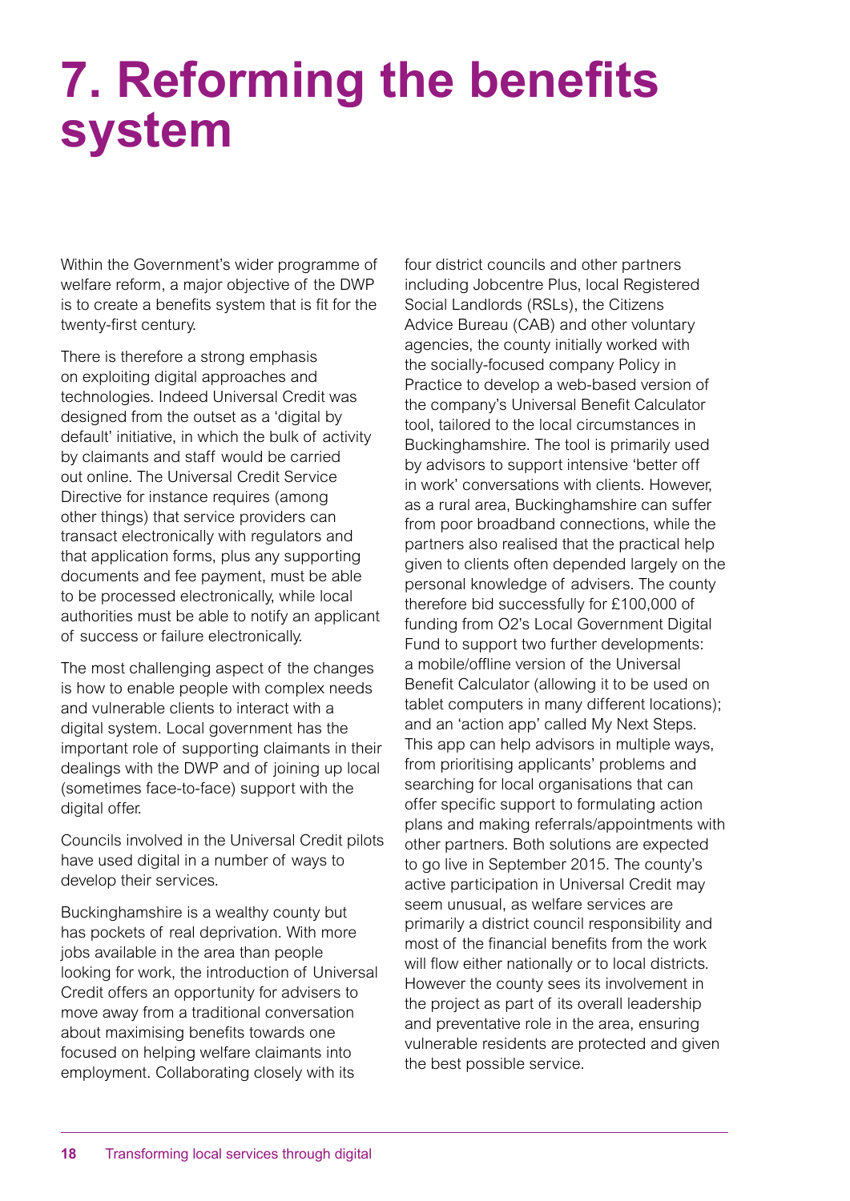# 7. Reforming the benefits system

Within the Government's wider programme of welfare reform, a major objective of the DWP is to create a benefits system that is fit for the twenty-first century.

There is therefore a strong emphasis on exploiting digital approaches and technologies. Indeed Universal Credit was designed from the outset as a 'digital by default' initiative, in which the bulk of activity by claimants and staff would be carried out online. The Universal Credit Service Directive for instance requires (among other things) that service providers can transact electronically with regulators and that application forms, plus any supporting documents and fee payment, must be able to be processed electronically, while local authorities must be able to notify an applicant of success or failure electronically.

The most challenging aspect of the changes is how to enable people with complex needs and vulnerable clients to interact with a digital system. Local government has the important role of supporting claimants in their dealings with the DWP and of joining up local (sometimes face-to-face) support with the digital offer.

Councils involved in the Universal Credit pilots have used digital in a number of ways to develop their services.

Buckinghamshire is a wealthy county but has pockets of real deprivation. With more jobs available in the area than people looking for work, the introduction of Universal Credit offers an opportunity for advisers to move away from a traditional conversation about maximising benefits towards one focused on helping welfare claimants into employment. Collaborating closely with its four district councils and other partners including Jobcentre Plus, local Registered Social Landlords (RSLs), the Citizens Advice Bureau (CAB) and other voluntary agencies, the county initially worked with the socially-focused company Policy in Practice to develop a web-based version of the company's Universal Benefit Calculator tool, tailored to the local circumstances in Buckinghamshire. The tool is primarily used by advisors to support intensive 'better off in work' conversations with clients. However, as a rural area, Buckinghamshire can suffer from poor broadband connections, while the partners also realised that the practical help given to clients often depended largely on the personal knowledge of advisers. The county therefore bid successfully for £100,000 of funding from O2's Local Government Digital Fund to support two further developments: a mobile/offline version of the Universal Benefit Calculator (allowing it to be used on tablet computers in many different locations); and an 'action app' called My Next Steps. This app can help advisors in multiple ways, from prioritising applicants' problems and searching for local organisations that can offer specific support to formulating action plans and making referrals/appointments with other partners. Both solutions are expected to go live in September 2015. The county's active participation in Universal Credit may seem unusual, as welfare services are primarily a district council responsibility and most of the financial benefits from the work will flow either nationally or to local districts. However the county sees its involvement in the project as part of its overall leadership and preventative role in the area, ensuring vulnerable residents are protected and given the best possible service.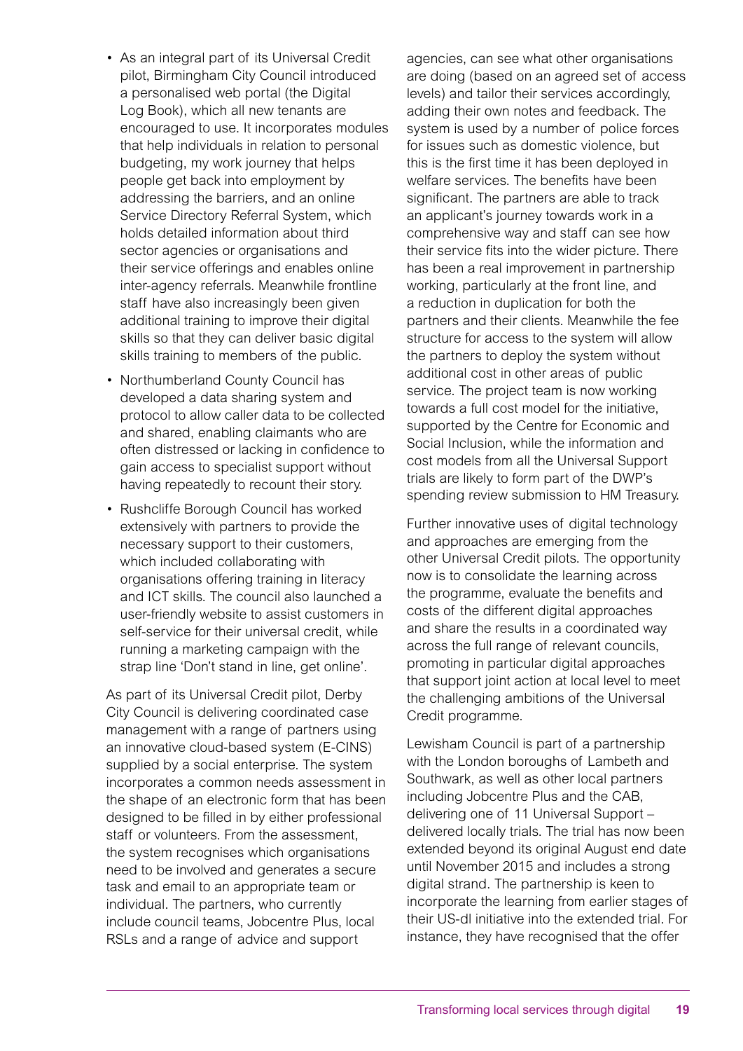- As an integral part of its Universal Credit pilot, Birmingham City Council introduced a personalised web portal (the Digital Log Book), which all new tenants are encouraged to use. It incorporates modules that help individuals in relation to personal budgeting, my work journey that helps people get back into employment by addressing the barriers, and an online Service Directory Referral System, which holds detailed information about third sector agencies or organisations and their service offerings and enables online inter-agency referrals. Meanwhile frontline staff have also increasingly been given additional training to improve their digital skills so that they can deliver basic digital skills training to members of the public.
- Northumberland County Council has developed a data sharing system and protocol to allow caller data to be collected and shared, enabling claimants who are often distressed or lacking in confidence to gain access to specialist support without having repeatedly to recount their story.
- Rushcliffe Borough Council has worked extensively with partners to provide the necessary support to their customers, which included collaborating with organisations offering training in literacy and ICT skills. The council also launched a user-friendly website to assist customers in self-service for their universal credit, while running a marketing campaign with the strap line 'Don't stand in line, get online'.

As part of its Universal Credit pilot, Derby City Council is delivering coordinated case management with a range of partners using an innovative cloud-based system (E-CINS) supplied by a social enterprise. The system incorporates a common needs assessment in the shape of an electronic form that has been designed to be filled in by either professional staff or volunteers. From the assessment, the system recognises which organisations need to be involved and generates a secure task and email to an appropriate team or individual. The partners, who currently include council teams, Jobcentre Plus, local RSLs and a range of advice and support agencies, can see what other organisations are doing (based on an agreed set of access levels) and tailor their services accordingly, adding their own notes and feedback. The system is used by a number of police forces for issues such as domestic violence, but this is the first time it has been deployed in welfare services. The benefits have been significant. The partners are able to track an applicant's journey towards work in a comprehensive way and staff can see how their service fits into the wider picture. There has been a real improvement in partnership working, particularly at the front line, and a reduction in duplication for both the partners and their clients. Meanwhile the fee structure for access to the system will allow the partners to deploy the system without additional cost in other areas of public service. The project team is now working towards a full cost model for the initiative, supported by the Centre for Economic and Social Inclusion, while the information and cost models from all the Universal Support trials are likely to form part of the DWP's spending review submission to HM Treasury.

Further innovative uses of digital technology and approaches are emerging from the other Universal Credit pilots. The opportunity now is to consolidate the learning across the programme, evaluate the benefits and costs of the different digital approaches and share the results in a coordinated way across the full range of relevant councils, promoting in particular digital approaches that support joint action at local level to meet the challenging ambitions of the Universal Credit programme.

Lewisham Council is part of a partnership with the London boroughs of Lambeth and Southwark, as well as other local partners including Jobcentre Plus and the CAB, delivering one of 11 Universal Support – delivered locally trials. The trial has now been extended beyond its original August end date until November 2015 and includes a strong digital strand. The partnership is keen to incorporate the learning from earlier stages of their US-dl initiative into the extended trial. For instance, they have recognised that the offer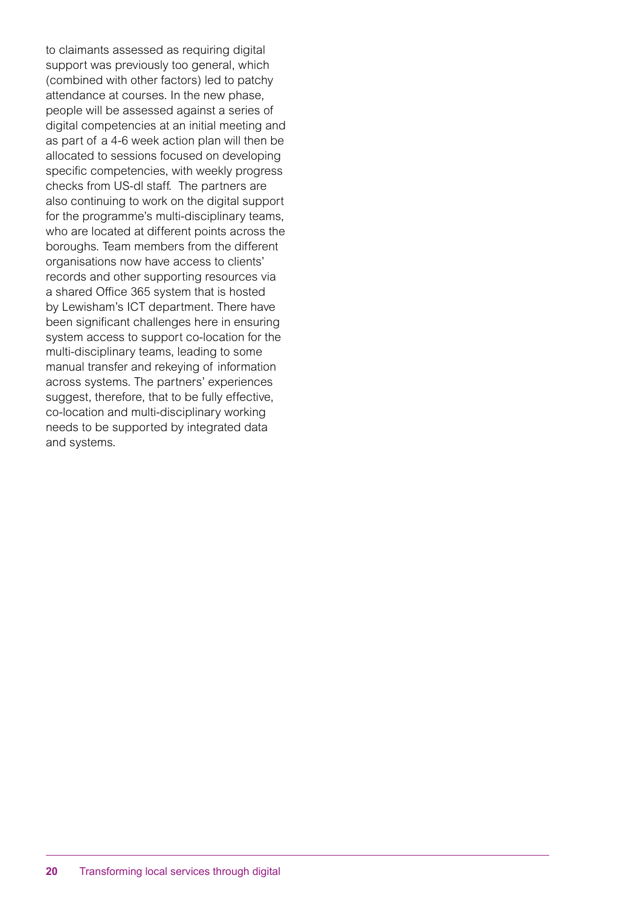to claimants assessed as requiring digital support was previously too general, which (combined with other factors) led to patchy attendance at courses. In the new phase, people will be assessed against a series of digital competencies at an initial meeting and as part of a 4-6 week action plan will then be allocated to sessions focused on developing specific competencies, with weekly progress checks from US-dl staff. The partners are also continuing to work on the digital support for the programme's multi-disciplinary teams, who are located at different points across the boroughs. Team members from the different organisations now have access to clients' records and other supporting resources via a shared Office 365 system that is hosted by Lewisham's ICT department. There have been significant challenges here in ensuring system access to support co-location for the multi-disciplinary teams, leading to some manual transfer and rekeying of information across systems. The partners' experiences suggest, therefore, that to be fully effective, co-location and multi-disciplinary working needs to be supported by integrated data and systems.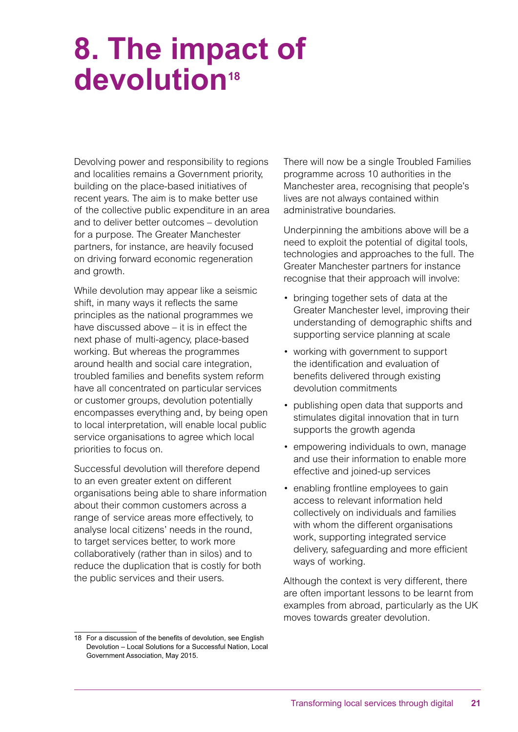# 8. The impact of devolution[18]

Devolving power and responsibility to regions and localities remains a Government priority, building on the place-based initiatives of recent years. The aim is to make better use of the collective public expenditure in an area and to deliver better outcomes – devolution for a purpose. The Greater Manchester partners, for instance, are heavily focused on driving forward economic regeneration and growth.

While devolution may appear like a seismic shift, in many ways it reflects the same principles as the national programmes we have discussed above – it is in effect the next phase of multi-agency, place-based working. But whereas the programmes around health and social care integration, troubled families and benefits system reform have all concentrated on particular services or customer groups, devolution potentially encompasses everything and, by being open to local interpretation, will enable local public service organisations to agree which local priorities to focus on.

Successful devolution will therefore depend to an even greater extent on different organisations being able to share information about their common customers across a range of service areas more effectively, to analyse local citizens' needs in the round, to target services better, to work more collaboratively (rather than in silos) and to reduce the duplication that is costly for both the public services and their users.

There will now be a single Troubled Families programme across 10 authorities in the Manchester area, recognising that people's lives are not always contained within administrative boundaries.

Underpinning the ambitions above will be a need to exploit the potential of digital tools, technologies and approaches to the full. The Greater Manchester partners for instance recognise that their approach will involve:

- bringing together sets of data at the Greater Manchester level, improving their understanding of demographic shifts and supporting service planning at scale
- working with government to support the identification and evaluation of benefits delivered through existing devolution commitments
- publishing open data that supports and stimulates digital innovation that in turn supports the growth agenda
- empowering individuals to own, manage and use their information to enable more effective and joined-up services
- enabling frontline employees to gain access to relevant information held collectively on individuals and families with whom the different organisations work, supporting integrated service delivery, safeguarding and more efficient ways of working.

Although the context is very different, there are often important lessons to be learnt from examples from abroad, particularly as the UK moves towards greater devolution.

18 For a discussion of the benefits of devolution, see English Devolution – Local Solutions for a Successful Nation, Local Government Association, May 2015.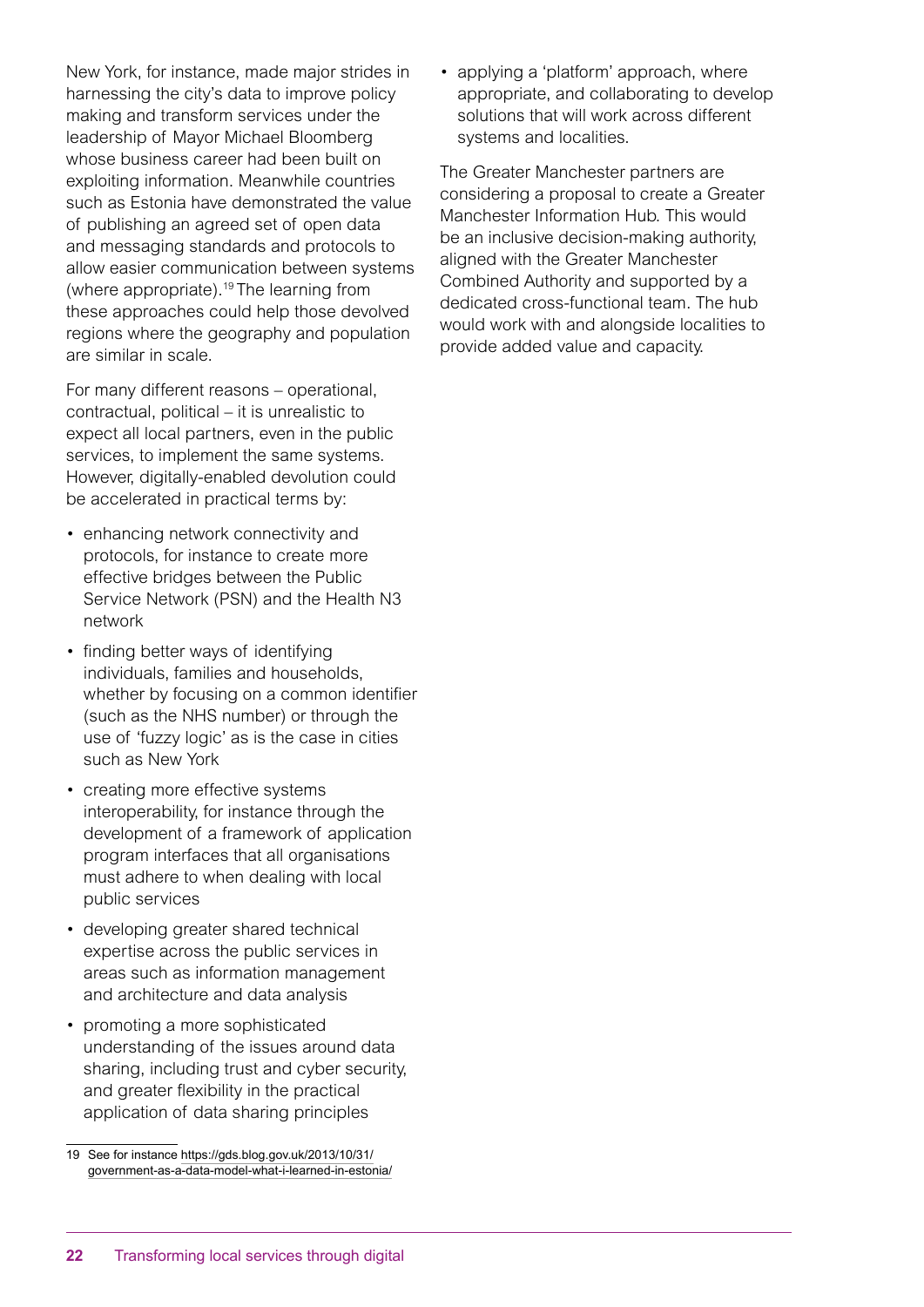New York, for instance, made major strides in harnessing the city's data to improve policy making and transform services under the leadership of Mayor Michael Bloomberg whose business career had been built on exploiting information. Meanwhile countries such as Estonia have demonstrated the value of publishing an agreed set of open data and messaging standards and protocols to allow easier communication between systems (where appropriate).[19] The learning from these approaches could help those devolved regions where the geography and population are similar in scale.

For many different reasons – operational, contractual, political – it is unrealistic to expect all local partners, even in the public services, to implement the same systems. However, digitally-enabled devolution could be accelerated in practical terms by:

- enhancing network connectivity and protocols, for instance to create more effective bridges between the Public Service Network (PSN) and the Health N3 network
- finding better ways of identifying individuals, families and households, whether by focusing on a common identifier (such as the NHS number) or through the use of 'fuzzy logic' as is the case in cities such as New York
- creating more effective systems interoperability, for instance through the development of a framework of application program interfaces that all organisations must adhere to when dealing with local public services
- developing greater shared technical expertise across the public services in areas such as information management and architecture and data analysis
- promoting a more sophisticated understanding of the issues around data sharing, including trust and cyber security, and greater flexibility in the practical application of data sharing principles
- applying a 'platform' approach, where appropriate, and collaborating to develop solutions that will work across different systems and localities.

The Greater Manchester partners are considering a proposal to create a Greater Manchester Information Hub. This would be an inclusive decision-making authority, aligned with the Greater Manchester Combined Authority and supported by a dedicated cross-functional team. The hub would work with and alongside localities to provide added value and capacity.

---

19 See for instance https://gds.blog.gov.uk/2013/10/31/government-as-a-data-model-what-i-learned-in-estonia/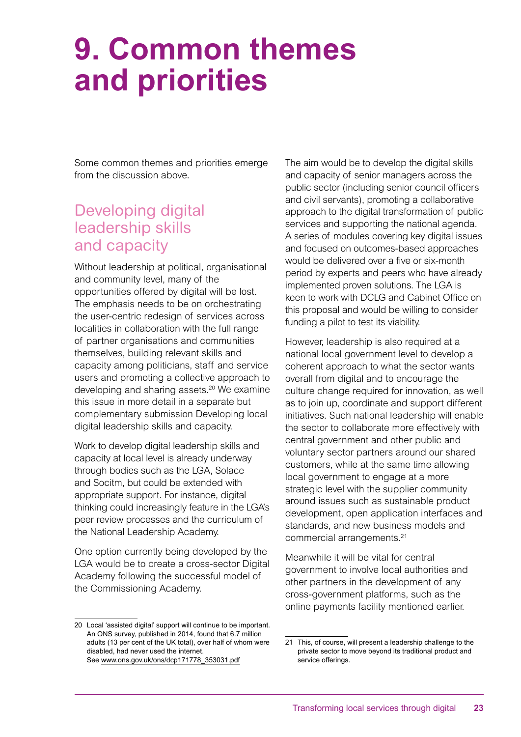# 9. Common themes and priorities

Some common themes and priorities emerge from the discussion above.

## Developing digital leadership skills and capacity

Without leadership at political, organisational and community level, many of the opportunities offered by digital will be lost. The emphasis needs to be on orchestrating the user-centric redesign of services across localities in collaboration with the full range of partner organisations and communities themselves, building relevant skills and capacity among politicians, staff and service users and promoting a collective approach to developing and sharing assets.[20] We examine this issue in more detail in a separate but complementary submission Developing local digital leadership skills and capacity.

Work to develop digital leadership skills and capacity at local level is already underway through bodies such as the LGA, Solace and Socitm, but could be extended with appropriate support. For instance, digital thinking could increasingly feature in the LGA's peer review processes and the curriculum of the National Leadership Academy.

One option currently being developed by the LGA would be to create a cross-sector Digital Academy following the successful model of the Commissioning Academy.

The aim would be to develop the digital skills and capacity of senior managers across the public sector (including senior council officers and civil servants), promoting a collaborative approach to the digital transformation of public services and supporting the national agenda. A series of modules covering key digital issues and focused on outcomes-based approaches would be delivered over a five or six-month period by experts and peers who have already implemented proven solutions. The LGA is keen to work with DCLG and Cabinet Office on this proposal and would be willing to consider funding a pilot to test its viability.

However, leadership is also required at a national local government level to develop a coherent approach to what the sector wants overall from digital and to encourage the culture change required for innovation, as well as to join up, coordinate and support different initiatives. Such national leadership will enable the sector to collaborate more effectively with central government and other public and voluntary sector partners around our shared customers, while at the same time allowing local government to engage at a more strategic level with the supplier community around issues such as sustainable product development, open application interfaces and standards, and new business models and commercial arrangements.[21]

Meanwhile it will be vital for central government to involve local authorities and other partners in the development of any cross-government platforms, such as the online payments facility mentioned earlier.

20 Local 'assisted digital' support will continue to be important. An ONS survey, published in 2014, found that 6.7 million adults (13 per cent of the UK total), over half of whom were disabled, had never used the internet. See www.ons.gov.uk/ons/dcp171778_353031.pdf

21 This, of course, will present a leadership challenge to the private sector to move beyond its traditional product and service offerings.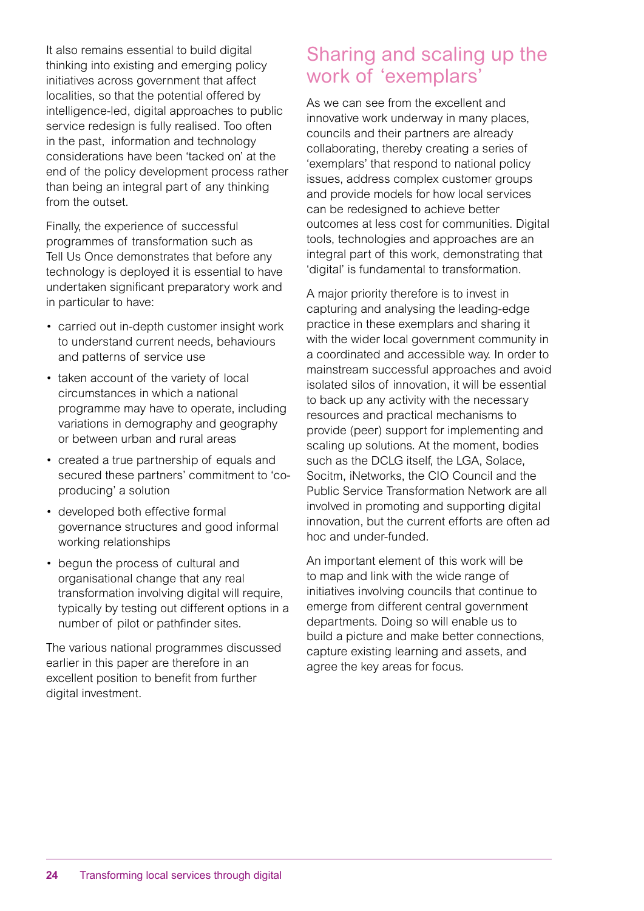It also remains essential to build digital thinking into existing and emerging policy initiatives across government that affect localities, so that the potential offered by intelligence-led, digital approaches to public service redesign is fully realised. Too often in the past, information and technology considerations have been 'tacked on' at the end of the policy development process rather than being an integral part of any thinking from the outset.

Finally, the experience of successful programmes of transformation such as Tell Us Once demonstrates that before any technology is deployed it is essential to have undertaken significant preparatory work and in particular to have:

- carried out in-depth customer insight work to understand current needs, behaviours and patterns of service use
- taken account of the variety of local circumstances in which a national programme may have to operate, including variations in demography and geography or between urban and rural areas
- created a true partnership of equals and secured these partners' commitment to 'co-producing' a solution
- developed both effective formal governance structures and good informal working relationships
- begun the process of cultural and organisational change that any real transformation involving digital will require, typically by testing out different options in a number of pilot or pathfinder sites.

The various national programmes discussed earlier in this paper are therefore in an excellent position to benefit from further digital investment.

## Sharing and scaling up the work of 'exemplars'

As we can see from the excellent and innovative work underway in many places, councils and their partners are already collaborating, thereby creating a series of 'exemplars' that respond to national policy issues, address complex customer groups and provide models for how local services can be redesigned to achieve better outcomes at less cost for communities. Digital tools, technologies and approaches are an integral part of this work, demonstrating that 'digital' is fundamental to transformation.

A major priority therefore is to invest in capturing and analysing the leading-edge practice in these exemplars and sharing it with the wider local government community in a coordinated and accessible way. In order to mainstream successful approaches and avoid isolated silos of innovation, it will be essential to back up any activity with the necessary resources and practical mechanisms to provide (peer) support for implementing and scaling up solutions. At the moment, bodies such as the DCLG itself, the LGA, Solace, Socitm, iNetworks, the CIO Council and the Public Service Transformation Network are all involved in promoting and supporting digital innovation, but the current efforts are often ad hoc and under-funded.

An important element of this work will be to map and link with the wide range of initiatives involving councils that continue to emerge from different central government departments. Doing so will enable us to build a picture and make better connections, capture existing learning and assets, and agree the key areas for focus.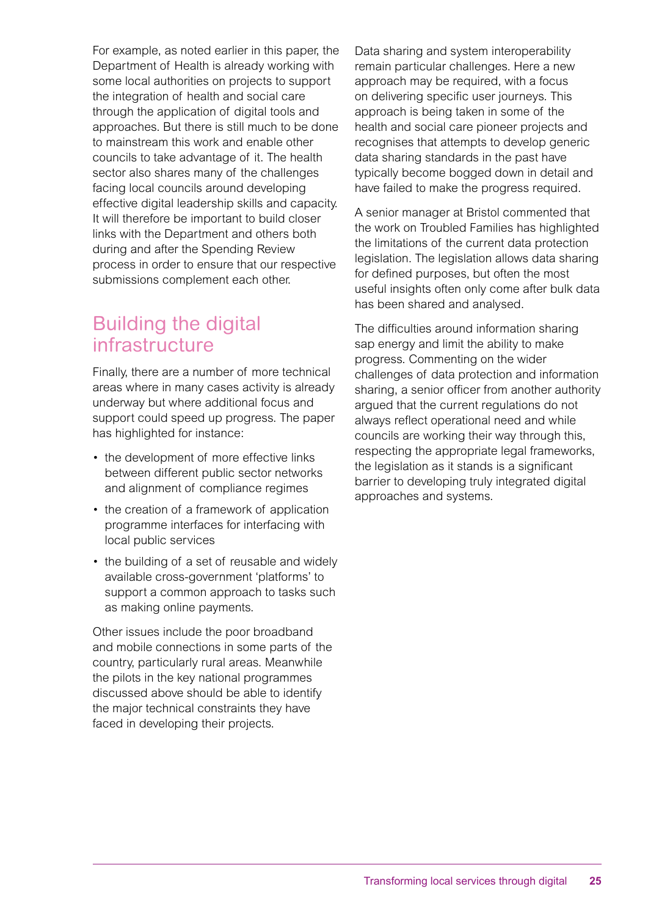For example, as noted earlier in this paper, the Department of Health is already working with some local authorities on projects to support the integration of health and social care through the application of digital tools and approaches. But there is still much to be done to mainstream this work and enable other councils to take advantage of it. The health sector also shares many of the challenges facing local councils around developing effective digital leadership skills and capacity. It will therefore be important to build closer links with the Department and others both during and after the Spending Review process in order to ensure that our respective submissions complement each other.

## Building the digital infrastructure

Finally, there are a number of more technical areas where in many cases activity is already underway but where additional focus and support could speed up progress. The paper has highlighted for instance:

- the development of more effective links between different public sector networks and alignment of compliance regimes
- the creation of a framework of application programme interfaces for interfacing with local public services
- the building of a set of reusable and widely available cross-government 'platforms' to support a common approach to tasks such as making online payments.

Other issues include the poor broadband and mobile connections in some parts of the country, particularly rural areas. Meanwhile the pilots in the key national programmes discussed above should be able to identify the major technical constraints they have faced in developing their projects.

Data sharing and system interoperability remain particular challenges. Here a new approach may be required, with a focus on delivering specific user journeys. This approach is being taken in some of the health and social care pioneer projects and recognises that attempts to develop generic data sharing standards in the past have typically become bogged down in detail and have failed to make the progress required.

A senior manager at Bristol commented that the work on Troubled Families has highlighted the limitations of the current data protection legislation. The legislation allows data sharing for defined purposes, but often the most useful insights often only come after bulk data has been shared and analysed.

The difficulties around information sharing sap energy and limit the ability to make progress. Commenting on the wider challenges of data protection and information sharing, a senior officer from another authority argued that the current regulations do not always reflect operational need and while councils are working their way through this, respecting the appropriate legal frameworks, the legislation as it stands is a significant barrier to developing truly integrated digital approaches and systems.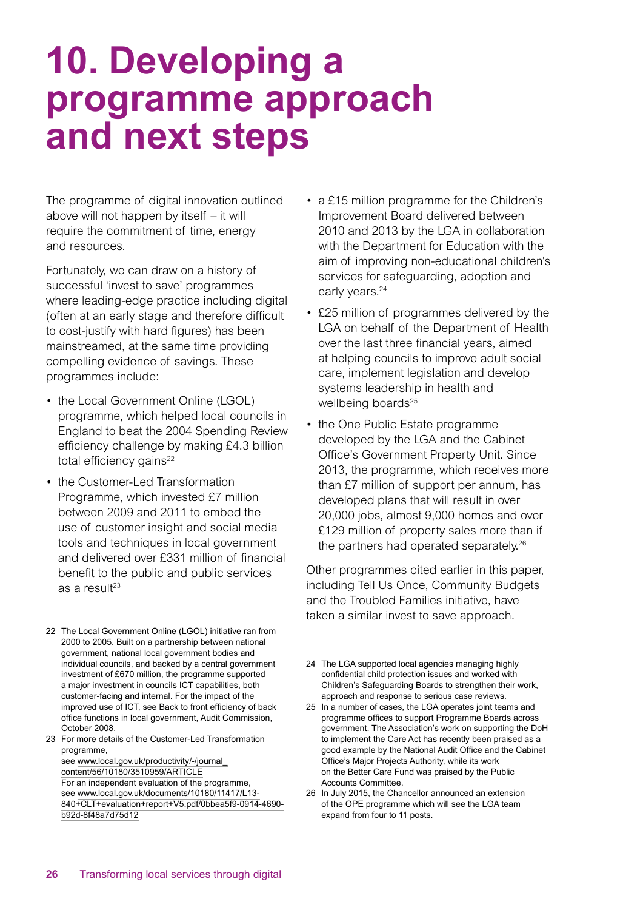# 10. Developing a programme approach and next steps

The programme of digital innovation outlined above will not happen by itself – it will require the commitment of time, energy and resources.

Fortunately, we can draw on a history of successful 'invest to save' programmes where leading-edge practice including digital (often at an early stage and therefore difficult to cost-justify with hard figures) has been mainstreamed, at the same time providing compelling evidence of savings. These programmes include:

- the Local Government Online (LGOL) programme, which helped local councils in England to beat the 2004 Spending Review efficiency challenge by making £4.3 billion total efficiency gains[22]
- the Customer-Led Transformation Programme, which invested £7 million between 2009 and 2011 to embed the use of customer insight and social media tools and techniques in local government and delivered over £331 million of financial benefit to the public and public services as a result[23]
- a £15 million programme for the Children's Improvement Board delivered between 2010 and 2013 by the LGA in collaboration with the Department for Education with the aim of improving non-educational children's services for safeguarding, adoption and early years.[24]
- £25 million of programmes delivered by the LGA on behalf of the Department of Health over the last three financial years, aimed at helping councils to improve adult social care, implement legislation and develop systems leadership in health and wellbeing boards[25]
- the One Public Estate programme developed by the LGA and the Cabinet Office's Government Property Unit. Since 2013, the programme, which receives more than £7 million of support per annum, has developed plans that will result in over 20,000 jobs, almost 9,000 homes and over £129 million of property sales more than if the partners had operated separately.[26]

Other programmes cited earlier in this paper, including Tell Us Once, Community Budgets and the Troubled Families initiative, have taken a similar invest to save approach.

---

22 The Local Government Online (LGOL) initiative ran from 2000 to 2005. Built on a partnership between national government, national local government bodies and individual councils, and backed by a central government investment of £670 million, the programme supported a major investment in councils ICT capabilities, both customer-facing and internal. For the impact of the improved use of ICT, see Back to front efficiency of back office functions in local government, Audit Commission, October 2008.

23 For more details of the Customer-Led Transformation programme, see www.local.gov.uk/productivity/-/journal_content/56/10180/3510959/ARTICLE
For an independent evaluation of the programme, see www.local.gov.uk/documents/10180/11417/L13-840+CLT+evaluation+report+V5.pdf/0bbea5f9-0914-4690-b92d-8f48a7d75d12

24 The LGA supported local agencies managing highly confidential child protection issues and worked with Children's Safeguarding Boards to strengthen their work, approach and response to serious case reviews.

25 In a number of cases, the LGA operates joint teams and programme offices to support Programme Boards across government. The Association's work on supporting the DoH to implement the Care Act has recently been praised as a good example by the National Audit Office and the Cabinet Office's Major Projects Authority, while its work on the Better Care Fund was praised by the Public Accounts Committee.

26 In July 2015, the Chancellor announced an extension of the OPE programme which will see the LGA team expand from four to 11 posts.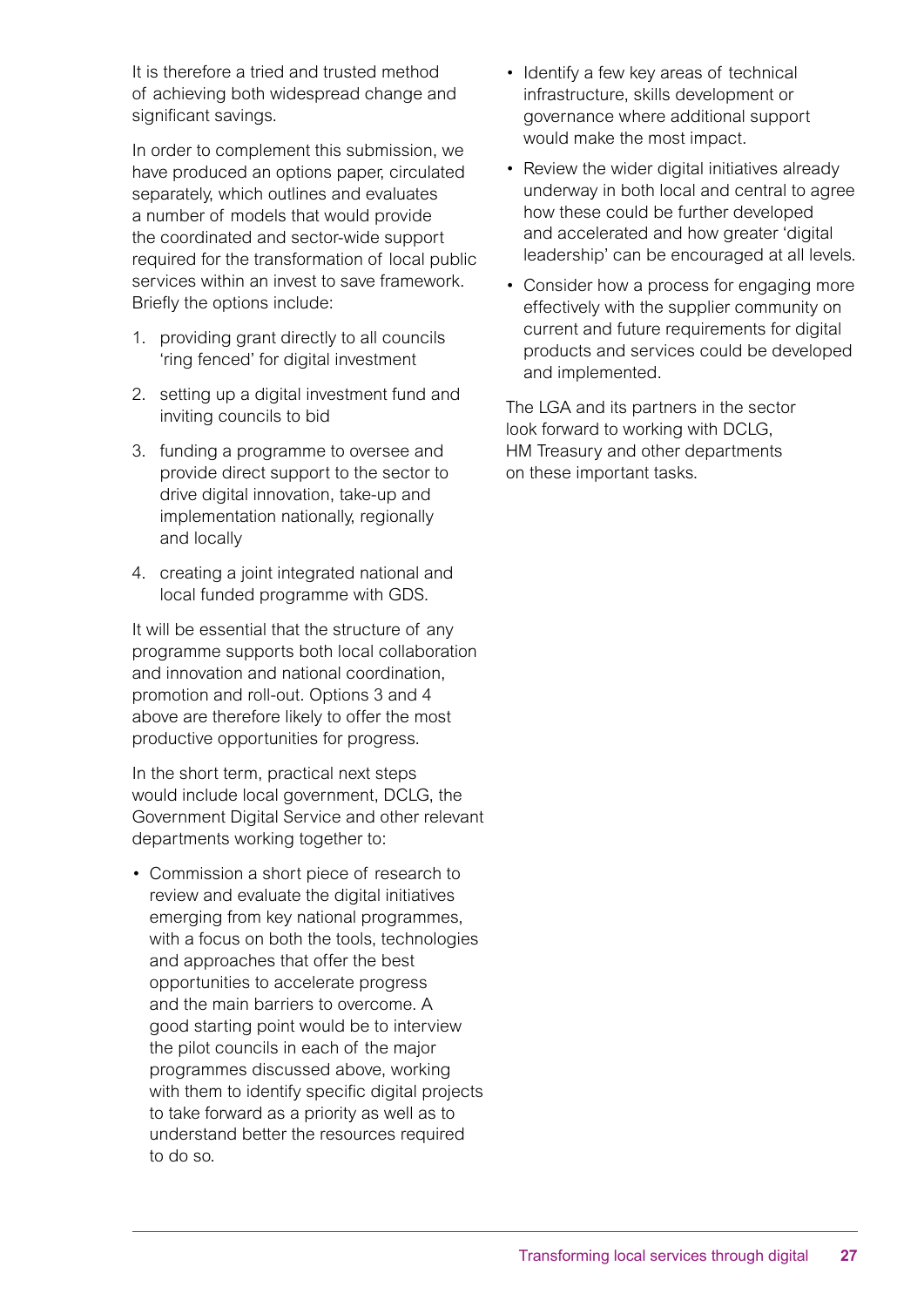It is therefore a tried and trusted method of achieving both widespread change and significant savings.

In order to complement this submission, we have produced an options paper, circulated separately, which outlines and evaluates a number of models that would provide the coordinated and sector-wide support required for the transformation of local public services within an invest to save framework. Briefly the options include:

1. providing grant directly to all councils 'ring fenced' for digital investment
2. setting up a digital investment fund and inviting councils to bid
3. funding a programme to oversee and provide direct support to the sector to drive digital innovation, take-up and implementation nationally, regionally and locally
4. creating a joint integrated national and local funded programme with GDS.

It will be essential that the structure of any programme supports both local collaboration and innovation and national coordination, promotion and roll-out. Options 3 and 4 above are therefore likely to offer the most productive opportunities for progress.

In the short term, practical next steps would include local government, DCLG, the Government Digital Service and other relevant departments working together to:

- Commission a short piece of research to review and evaluate the digital initiatives emerging from key national programmes, with a focus on both the tools, technologies and approaches that offer the best opportunities to accelerate progress and the main barriers to overcome. A good starting point would be to interview the pilot councils in each of the major programmes discussed above, working with them to identify specific digital projects to take forward as a priority as well as to understand better the resources required to do so.
- Identify a few key areas of technical infrastructure, skills development or governance where additional support would make the most impact.
- Review the wider digital initiatives already underway in both local and central to agree how these could be further developed and accelerated and how greater 'digital leadership' can be encouraged at all levels.
- Consider how a process for engaging more effectively with the supplier community on current and future requirements for digital products and services could be developed and implemented.

The LGA and its partners in the sector look forward to working with DCLG, HM Treasury and other departments on these important tasks.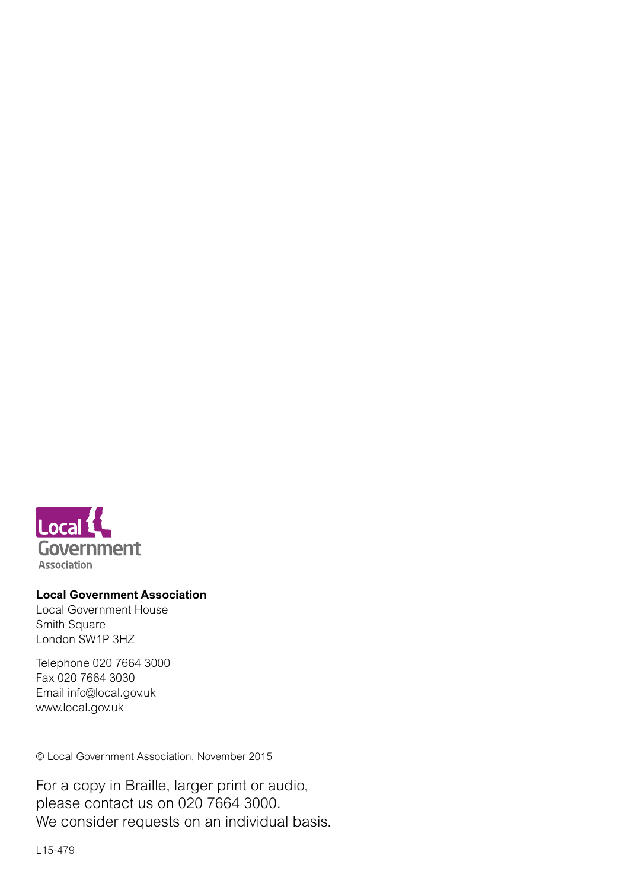Local Government Association

**Local Government Association**
Local Government House
Smith Square
London SW1P 3HZ

Telephone 020 7664 3000
Fax 020 7664 3030
Email info@local.gov.uk
www.local.gov.uk

© Local Government Association, November 2015

For a copy in Braille, larger print or audio, please contact us on 020 7664 3000. We consider requests on an individual basis.

L15-479